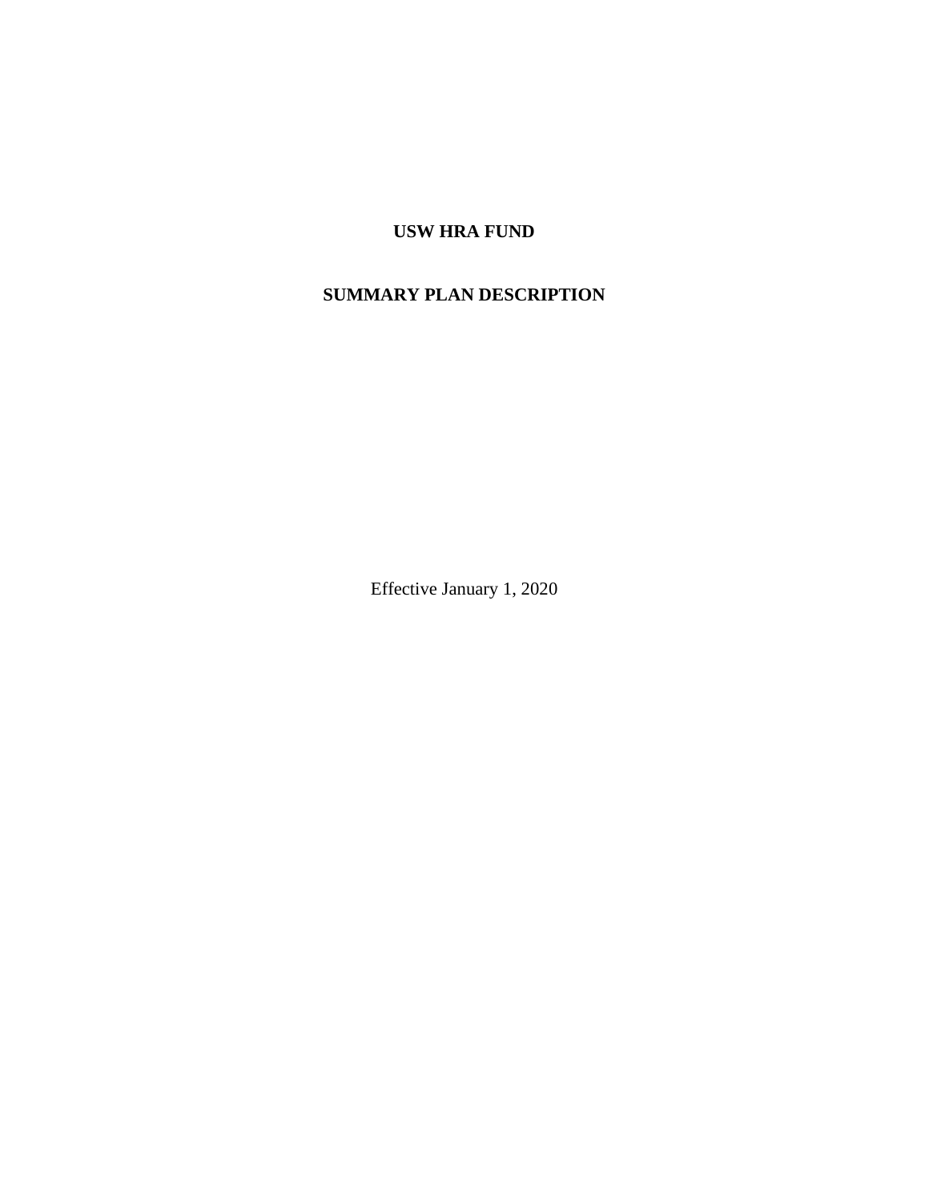# USW HRA FUND

# SUMMARY PLAN DESCRIPTION

Effective January 1, 2020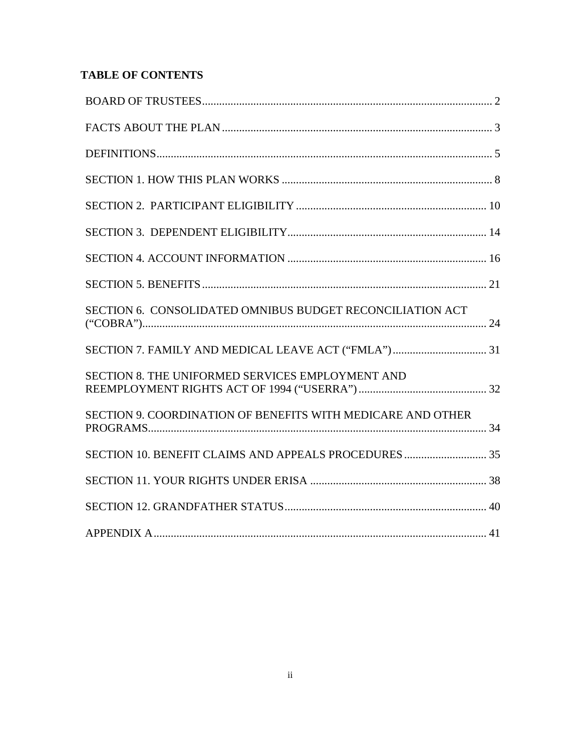**TABLE OF CONTENTS**

BOARD OF TRUSTEES ..... 2

FACTS ABOUT THE PLAN ..... 3

DEFINITIONS ..... 5

SECTION 1. HOW THIS PLAN WORKS ..... 8

SECTION 2. PARTICIPANT ELIGIBILITY ..... 10

SECTION 3. DEPENDENT ELIGIBILITY ..... 14

SECTION 4. ACCOUNT INFORMATION ..... 16

SECTION 5. BENEFITS ..... 21

SECTION 6. CONSOLIDATED OMNIBUS BUDGET RECONCILIATION ACT ("COBRA") ..... 24

SECTION 7. FAMILY AND MEDICAL LEAVE ACT ("FMLA") ..... 31

SECTION 8. THE UNIFORMED SERVICES EMPLOYMENT AND REEMPLOYMENT RIGHTS ACT OF 1994 ("USERRA") ..... 32

SECTION 9. COORDINATION OF BENEFITS WITH MEDICARE AND OTHER PROGRAMS ..... 34

SECTION 10. BENEFIT CLAIMS AND APPEALS PROCEDURES ..... 35

SECTION 11. YOUR RIGHTS UNDER ERISA ..... 38

SECTION 12. GRANDFATHER STATUS ..... 40

APPENDIX A ..... 41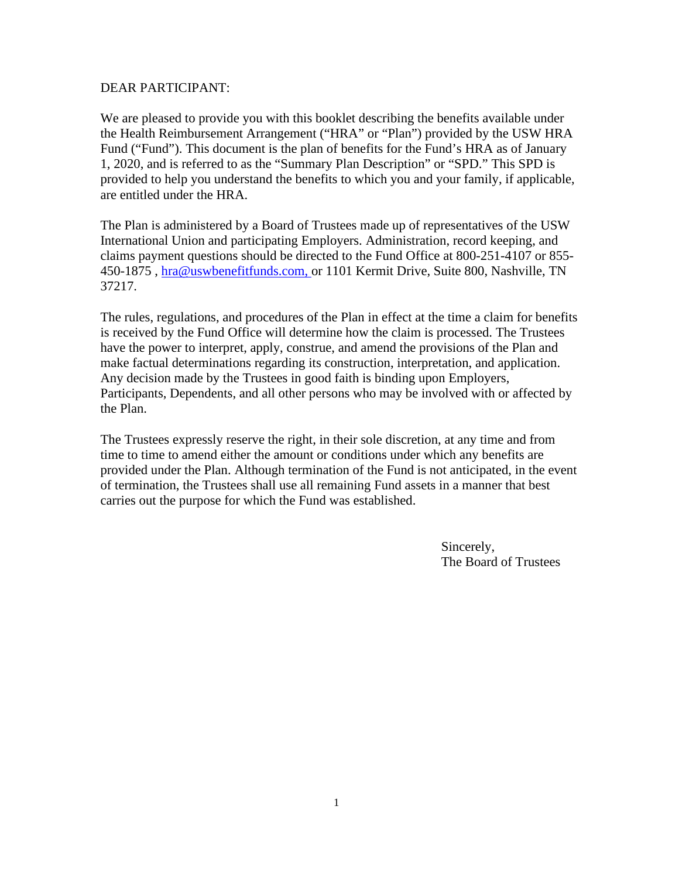DEAR PARTICIPANT:

We are pleased to provide you with this booklet describing the benefits available under the Health Reimbursement Arrangement ("HRA" or "Plan") provided by the USW HRA Fund ("Fund"). This document is the plan of benefits for the Fund's HRA as of January 1, 2020, and is referred to as the "Summary Plan Description" or "SPD." This SPD is provided to help you understand the benefits to which you and your family, if applicable, are entitled under the HRA.

The Plan is administered by a Board of Trustees made up of representatives of the USW International Union and participating Employers. Administration, record keeping, and claims payment questions should be directed to the Fund Office at 800-251-4107 or 855-450-1875 , hra@uswbenefitfunds.com, or 1101 Kermit Drive, Suite 800, Nashville, TN 37217.

The rules, regulations, and procedures of the Plan in effect at the time a claim for benefits is received by the Fund Office will determine how the claim is processed. The Trustees have the power to interpret, apply, construe, and amend the provisions of the Plan and make factual determinations regarding its construction, interpretation, and application. Any decision made by the Trustees in good faith is binding upon Employers, Participants, Dependents, and all other persons who may be involved with or affected by the Plan.

The Trustees expressly reserve the right, in their sole discretion, at any time and from time to time to amend either the amount or conditions under which any benefits are provided under the Plan. Although termination of the Fund is not anticipated, in the event of termination, the Trustees shall use all remaining Fund assets in a manner that best carries out the purpose for which the Fund was established.

Sincerely,
The Board of Trustees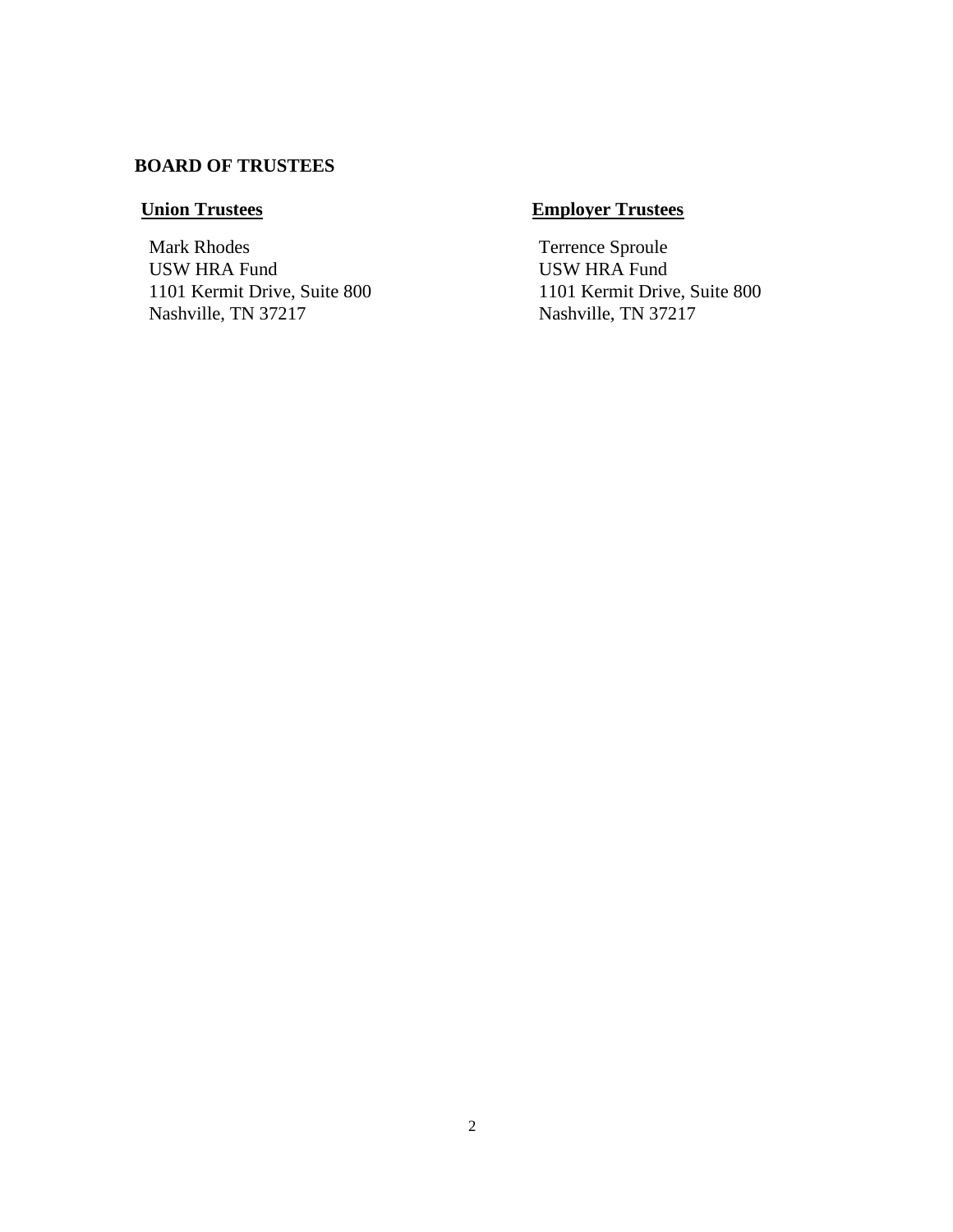## BOARD OF TRUSTEES

### Union Trustees

Mark Rhodes
USW HRA Fund
1101 Kermit Drive, Suite 800
Nashville, TN 37217

### Employer Trustees

Terrence Sproule
USW HRA Fund
1101 Kermit Drive, Suite 800
Nashville, TN 37217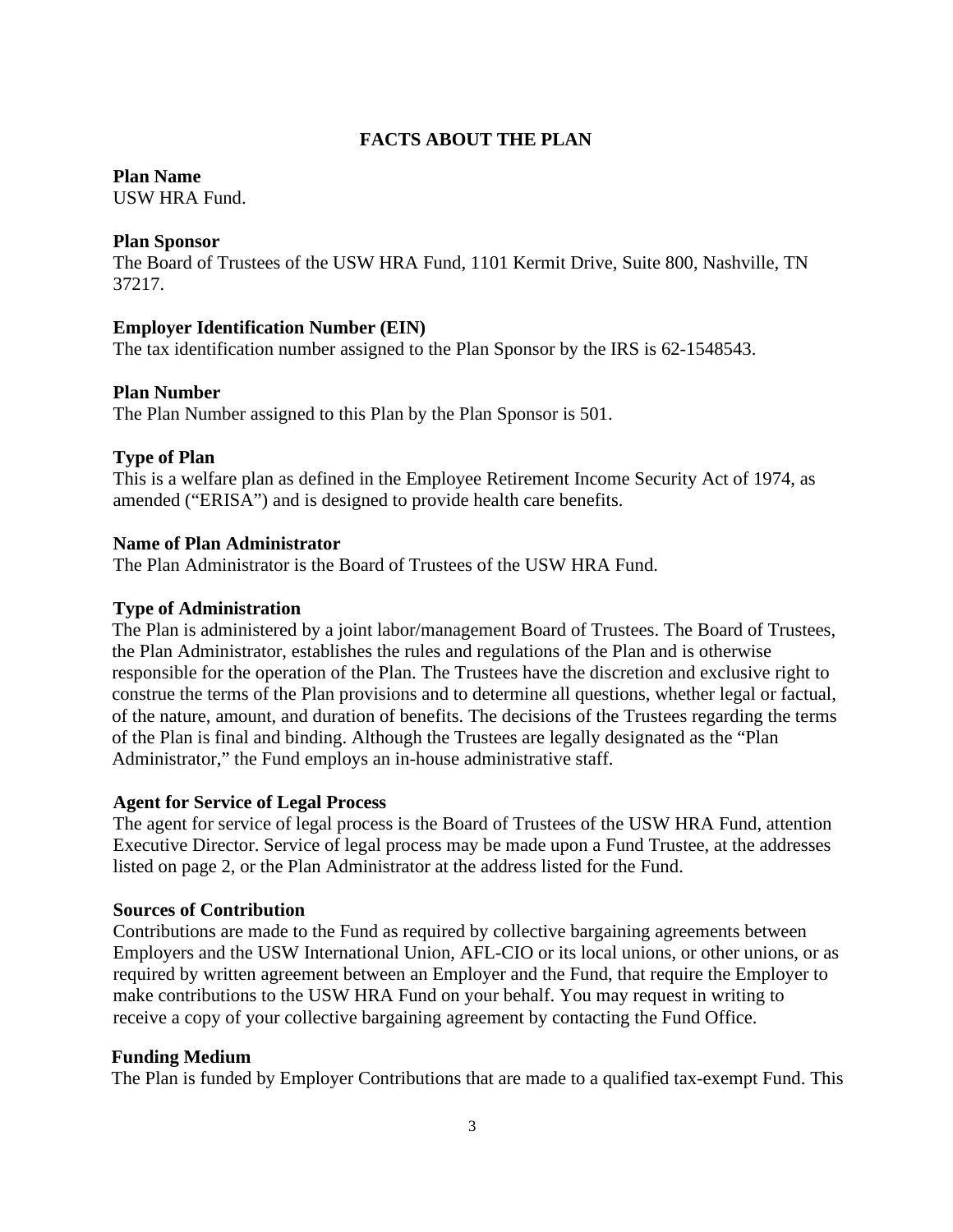# FACTS ABOUT THE PLAN

**Plan Name**
USW HRA Fund.

**Plan Sponsor**
The Board of Trustees of the USW HRA Fund, 1101 Kermit Drive, Suite 800, Nashville, TN 37217.

**Employer Identification Number (EIN)**
The tax identification number assigned to the Plan Sponsor by the IRS is 62-1548543.

**Plan Number**
The Plan Number assigned to this Plan by the Plan Sponsor is 501.

**Type of Plan**
This is a welfare plan as defined in the Employee Retirement Income Security Act of 1974, as amended ("ERISA") and is designed to provide health care benefits.

**Name of Plan Administrator**
The Plan Administrator is the Board of Trustees of the USW HRA Fund.

**Type of Administration**
The Plan is administered by a joint labor/management Board of Trustees. The Board of Trustees, the Plan Administrator, establishes the rules and regulations of the Plan and is otherwise responsible for the operation of the Plan. The Trustees have the discretion and exclusive right to construe the terms of the Plan provisions and to determine all questions, whether legal or factual, of the nature, amount, and duration of benefits. The decisions of the Trustees regarding the terms of the Plan is final and binding. Although the Trustees are legally designated as the "Plan Administrator," the Fund employs an in-house administrative staff.

**Agent for Service of Legal Process**
The agent for service of legal process is the Board of Trustees of the USW HRA Fund, attention Executive Director. Service of legal process may be made upon a Fund Trustee, at the addresses listed on page 2, or the Plan Administrator at the address listed for the Fund.

**Sources of Contribution**
Contributions are made to the Fund as required by collective bargaining agreements between Employers and the USW International Union, AFL-CIO or its local unions, or other unions, or as required by written agreement between an Employer and the Fund, that require the Employer to make contributions to the USW HRA Fund on your behalf. You may request in writing to receive a copy of your collective bargaining agreement by contacting the Fund Office.

**Funding Medium**
The Plan is funded by Employer Contributions that are made to a qualified tax-exempt Fund. This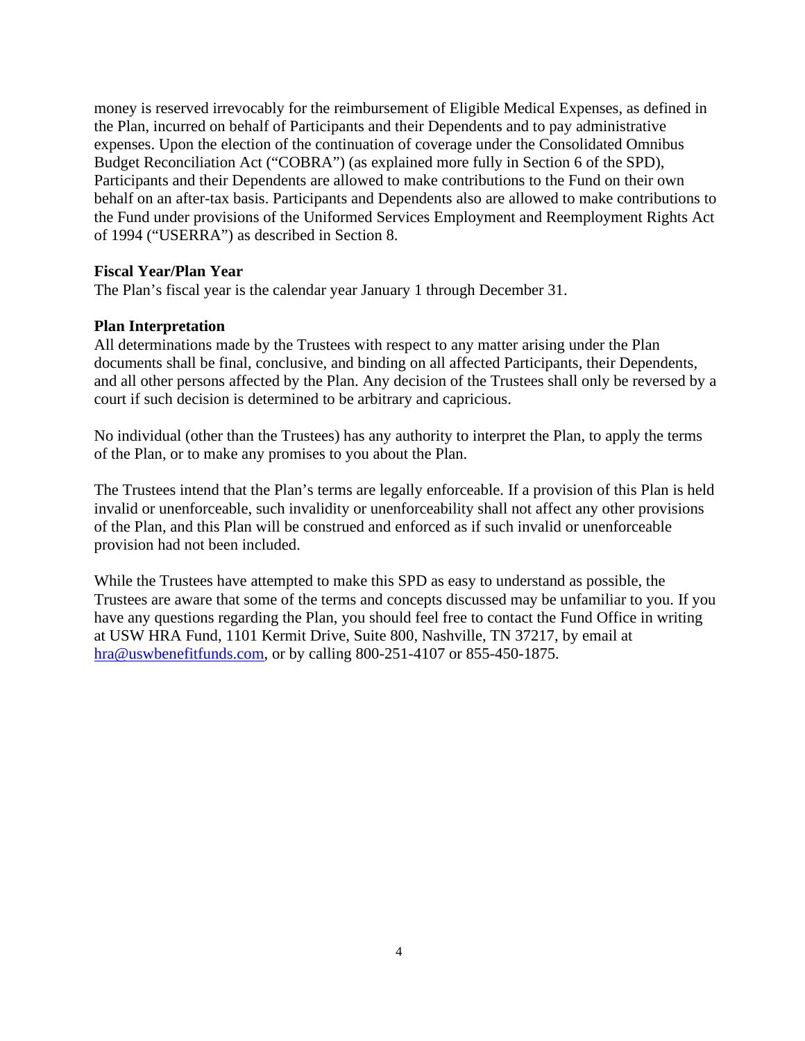money is reserved irrevocably for the reimbursement of Eligible Medical Expenses, as defined in the Plan, incurred on behalf of Participants and their Dependents and to pay administrative expenses. Upon the election of the continuation of coverage under the Consolidated Omnibus Budget Reconciliation Act ("COBRA") (as explained more fully in Section 6 of the SPD), Participants and their Dependents are allowed to make contributions to the Fund on their own behalf on an after-tax basis. Participants and Dependents also are allowed to make contributions to the Fund under provisions of the Uniformed Services Employment and Reemployment Rights Act of 1994 ("USERRA") as described in Section 8.

**Fiscal Year/Plan Year**

The Plan's fiscal year is the calendar year January 1 through December 31.

**Plan Interpretation**

All determinations made by the Trustees with respect to any matter arising under the Plan documents shall be final, conclusive, and binding on all affected Participants, their Dependents, and all other persons affected by the Plan. Any decision of the Trustees shall only be reversed by a court if such decision is determined to be arbitrary and capricious.

No individual (other than the Trustees) has any authority to interpret the Plan, to apply the terms of the Plan, or to make any promises to you about the Plan.

The Trustees intend that the Plan's terms are legally enforceable. If a provision of this Plan is held invalid or unenforceable, such invalidity or unenforceability shall not affect any other provisions of the Plan, and this Plan will be construed and enforced as if such invalid or unenforceable provision had not been included.

While the Trustees have attempted to make this SPD as easy to understand as possible, the Trustees are aware that some of the terms and concepts discussed may be unfamiliar to you. If you have any questions regarding the Plan, you should feel free to contact the Fund Office in writing at USW HRA Fund, 1101 Kermit Drive, Suite 800, Nashville, TN 37217, by email at hra@uswbenefitfunds.com, or by calling 800-251-4107 or 855-450-1875.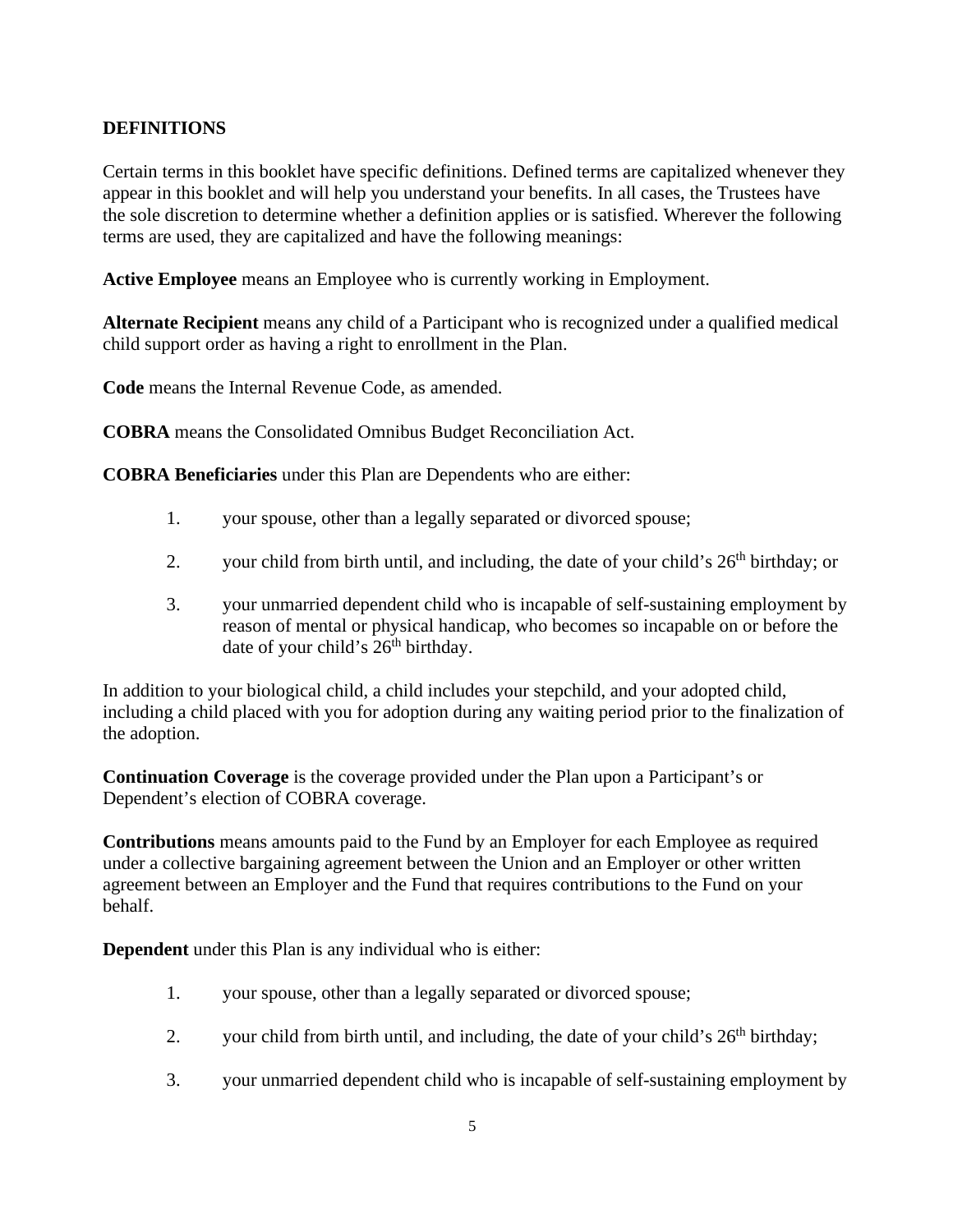## DEFINITIONS

Certain terms in this booklet have specific definitions. Defined terms are capitalized whenever they appear in this booklet and will help you understand your benefits. In all cases, the Trustees have the sole discretion to determine whether a definition applies or is satisfied. Wherever the following terms are used, they are capitalized and have the following meanings:

**Active Employee** means an Employee who is currently working in Employment.

**Alternate Recipient** means any child of a Participant who is recognized under a qualified medical child support order as having a right to enrollment in the Plan.

**Code** means the Internal Revenue Code, as amended.

**COBRA** means the Consolidated Omnibus Budget Reconciliation Act.

**COBRA Beneficiaries** under this Plan are Dependents who are either:

1. your spouse, other than a legally separated or divorced spouse;
2. your child from birth until, and including, the date of your child's 26th birthday; or
3. your unmarried dependent child who is incapable of self-sustaining employment by reason of mental or physical handicap, who becomes so incapable on or before the date of your child's 26th birthday.

In addition to your biological child, a child includes your stepchild, and your adopted child, including a child placed with you for adoption during any waiting period prior to the finalization of the adoption.

**Continuation Coverage** is the coverage provided under the Plan upon a Participant's or Dependent's election of COBRA coverage.

**Contributions** means amounts paid to the Fund by an Employer for each Employee as required under a collective bargaining agreement between the Union and an Employer or other written agreement between an Employer and the Fund that requires contributions to the Fund on your behalf.

**Dependent** under this Plan is any individual who is either:

1. your spouse, other than a legally separated or divorced spouse;
2. your child from birth until, and including, the date of your child's 26th birthday;
3. your unmarried dependent child who is incapable of self-sustaining employment by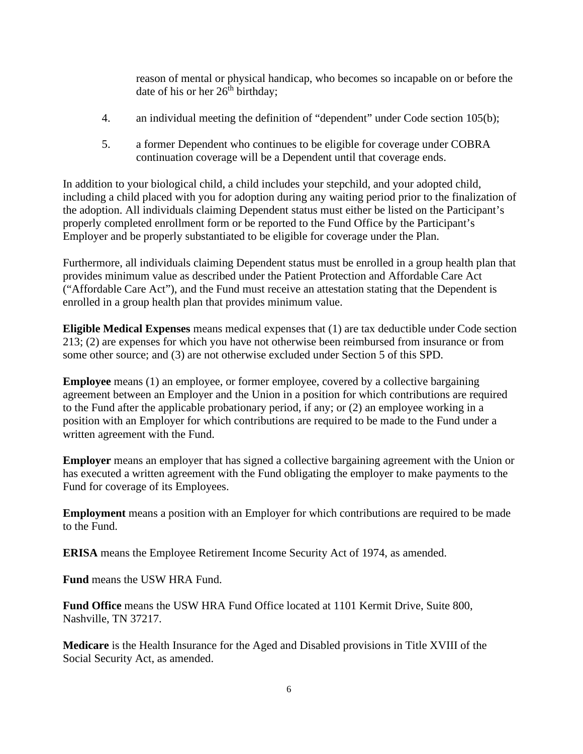reason of mental or physical handicap, who becomes so incapable on or before the date of his or her $26^{th}$ birthday;

4. an individual meeting the definition of "dependent" under Code section 105(b);

5. a former Dependent who continues to be eligible for coverage under COBRA continuation coverage will be a Dependent until that coverage ends.

In addition to your biological child, a child includes your stepchild, and your adopted child, including a child placed with you for adoption during any waiting period prior to the finalization of the adoption. All individuals claiming Dependent status must either be listed on the Participant's properly completed enrollment form or be reported to the Fund Office by the Participant's Employer and be properly substantiated to be eligible for coverage under the Plan.

Furthermore, all individuals claiming Dependent status must be enrolled in a group health plan that provides minimum value as described under the Patient Protection and Affordable Care Act ("Affordable Care Act"), and the Fund must receive an attestation stating that the Dependent is enrolled in a group health plan that provides minimum value.

**Eligible Medical Expenses** means medical expenses that (1) are tax deductible under Code section 213; (2) are expenses for which you have not otherwise been reimbursed from insurance or from some other source; and (3) are not otherwise excluded under Section 5 of this SPD.

**Employee** means (1) an employee, or former employee, covered by a collective bargaining agreement between an Employer and the Union in a position for which contributions are required to the Fund after the applicable probationary period, if any; or (2) an employee working in a position with an Employer for which contributions are required to be made to the Fund under a written agreement with the Fund.

**Employer** means an employer that has signed a collective bargaining agreement with the Union or has executed a written agreement with the Fund obligating the employer to make payments to the Fund for coverage of its Employees.

**Employment** means a position with an Employer for which contributions are required to be made to the Fund.

**ERISA** means the Employee Retirement Income Security Act of 1974, as amended.

**Fund** means the USW HRA Fund.

**Fund Office** means the USW HRA Fund Office located at 1101 Kermit Drive, Suite 800, Nashville, TN 37217.

**Medicare** is the Health Insurance for the Aged and Disabled provisions in Title XVIII of the Social Security Act, as amended.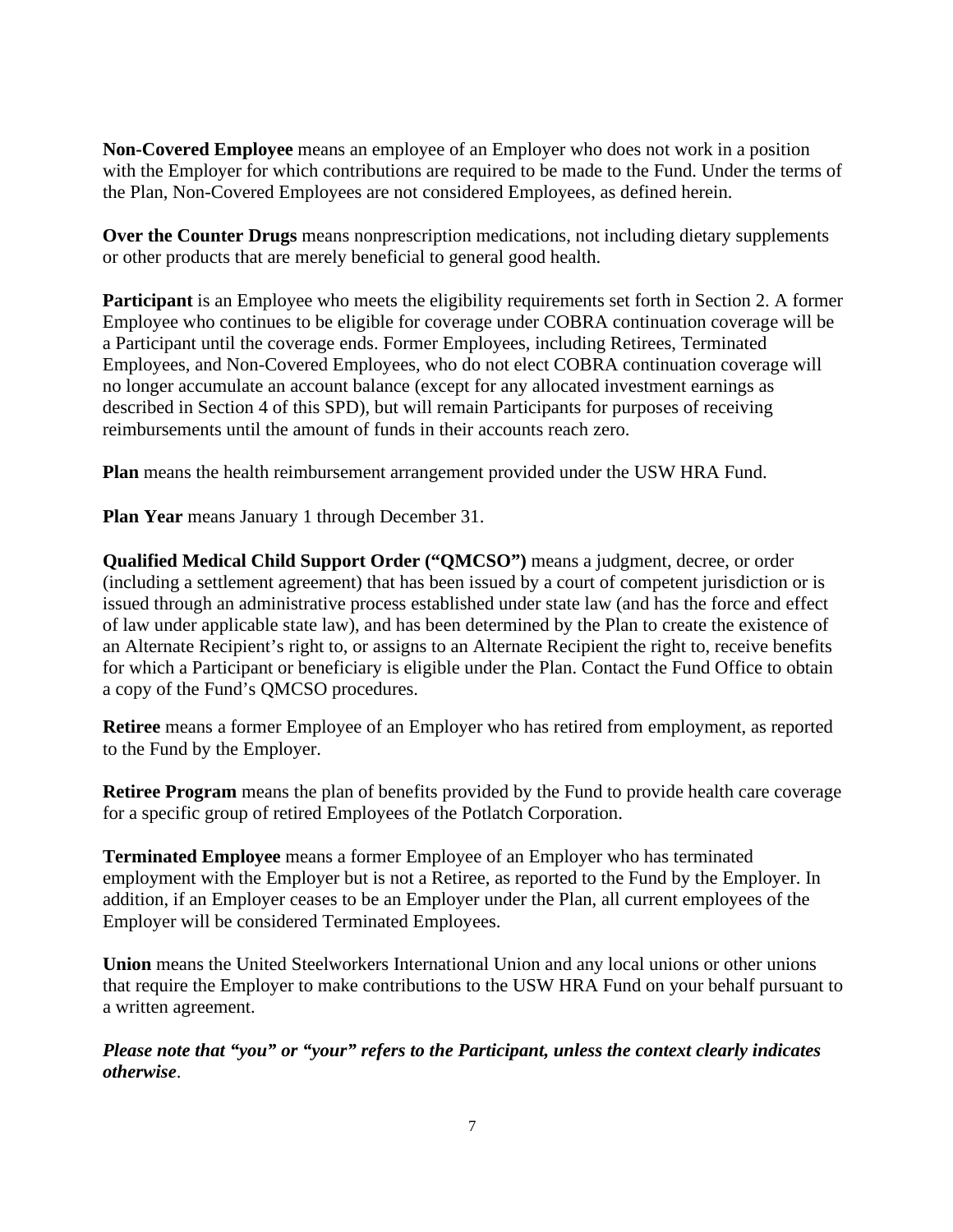**Non-Covered Employee** means an employee of an Employer who does not work in a position with the Employer for which contributions are required to be made to the Fund. Under the terms of the Plan, Non-Covered Employees are not considered Employees, as defined herein.

**Over the Counter Drugs** means nonprescription medications, not including dietary supplements or other products that are merely beneficial to general good health.

**Participant** is an Employee who meets the eligibility requirements set forth in Section 2. A former Employee who continues to be eligible for coverage under COBRA continuation coverage will be a Participant until the coverage ends. Former Employees, including Retirees, Terminated Employees, and Non-Covered Employees, who do not elect COBRA continuation coverage will no longer accumulate an account balance (except for any allocated investment earnings as described in Section 4 of this SPD), but will remain Participants for purposes of receiving reimbursements until the amount of funds in their accounts reach zero.

**Plan** means the health reimbursement arrangement provided under the USW HRA Fund.

**Plan Year** means January 1 through December 31.

**Qualified Medical Child Support Order ("QMCSO")** means a judgment, decree, or order (including a settlement agreement) that has been issued by a court of competent jurisdiction or is issued through an administrative process established under state law (and has the force and effect of law under applicable state law), and has been determined by the Plan to create the existence of an Alternate Recipient's right to, or assigns to an Alternate Recipient the right to, receive benefits for which a Participant or beneficiary is eligible under the Plan. Contact the Fund Office to obtain a copy of the Fund's QMCSO procedures.

**Retiree** means a former Employee of an Employer who has retired from employment, as reported to the Fund by the Employer.

**Retiree Program** means the plan of benefits provided by the Fund to provide health care coverage for a specific group of retired Employees of the Potlatch Corporation.

**Terminated Employee** means a former Employee of an Employer who has terminated employment with the Employer but is not a Retiree, as reported to the Fund by the Employer. In addition, if an Employer ceases to be an Employer under the Plan, all current employees of the Employer will be considered Terminated Employees.

**Union** means the United Steelworkers International Union and any local unions or other unions that require the Employer to make contributions to the USW HRA Fund on your behalf pursuant to a written agreement.

***Please note that "you" or "your" refers to the Participant, unless the context clearly indicates otherwise***.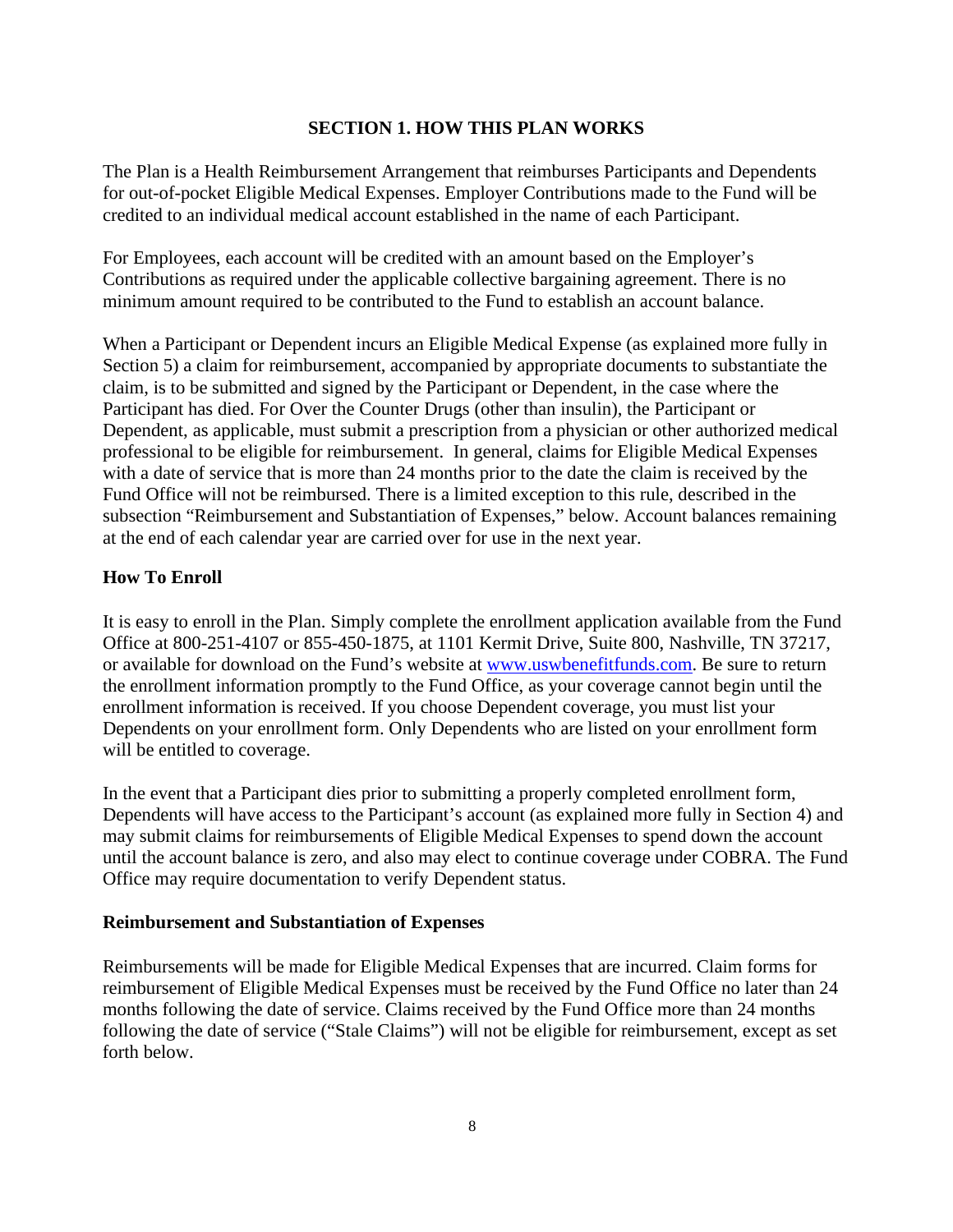## SECTION 1. HOW THIS PLAN WORKS

The Plan is a Health Reimbursement Arrangement that reimburses Participants and Dependents for out-of-pocket Eligible Medical Expenses. Employer Contributions made to the Fund will be credited to an individual medical account established in the name of each Participant.

For Employees, each account will be credited with an amount based on the Employer's Contributions as required under the applicable collective bargaining agreement. There is no minimum amount required to be contributed to the Fund to establish an account balance.

When a Participant or Dependent incurs an Eligible Medical Expense (as explained more fully in Section 5) a claim for reimbursement, accompanied by appropriate documents to substantiate the claim, is to be submitted and signed by the Participant or Dependent, in the case where the Participant has died. For Over the Counter Drugs (other than insulin), the Participant or Dependent, as applicable, must submit a prescription from a physician or other authorized medical professional to be eligible for reimbursement. In general, claims for Eligible Medical Expenses with a date of service that is more than 24 months prior to the date the claim is received by the Fund Office will not be reimbursed. There is a limited exception to this rule, described in the subsection "Reimbursement and Substantiation of Expenses," below. Account balances remaining at the end of each calendar year are carried over for use in the next year.

### How To Enroll

It is easy to enroll in the Plan. Simply complete the enrollment application available from the Fund Office at 800-251-4107 or 855-450-1875, at 1101 Kermit Drive, Suite 800, Nashville, TN 37217, or available for download on the Fund's website at www.uswbenefitfunds.com. Be sure to return the enrollment information promptly to the Fund Office, as your coverage cannot begin until the enrollment information is received. If you choose Dependent coverage, you must list your Dependents on your enrollment form. Only Dependents who are listed on your enrollment form will be entitled to coverage.

In the event that a Participant dies prior to submitting a properly completed enrollment form, Dependents will have access to the Participant's account (as explained more fully in Section 4) and may submit claims for reimbursements of Eligible Medical Expenses to spend down the account until the account balance is zero, and also may elect to continue coverage under COBRA. The Fund Office may require documentation to verify Dependent status.

### Reimbursement and Substantiation of Expenses

Reimbursements will be made for Eligible Medical Expenses that are incurred. Claim forms for reimbursement of Eligible Medical Expenses must be received by the Fund Office no later than 24 months following the date of service. Claims received by the Fund Office more than 24 months following the date of service ("Stale Claims") will not be eligible for reimbursement, except as set forth below.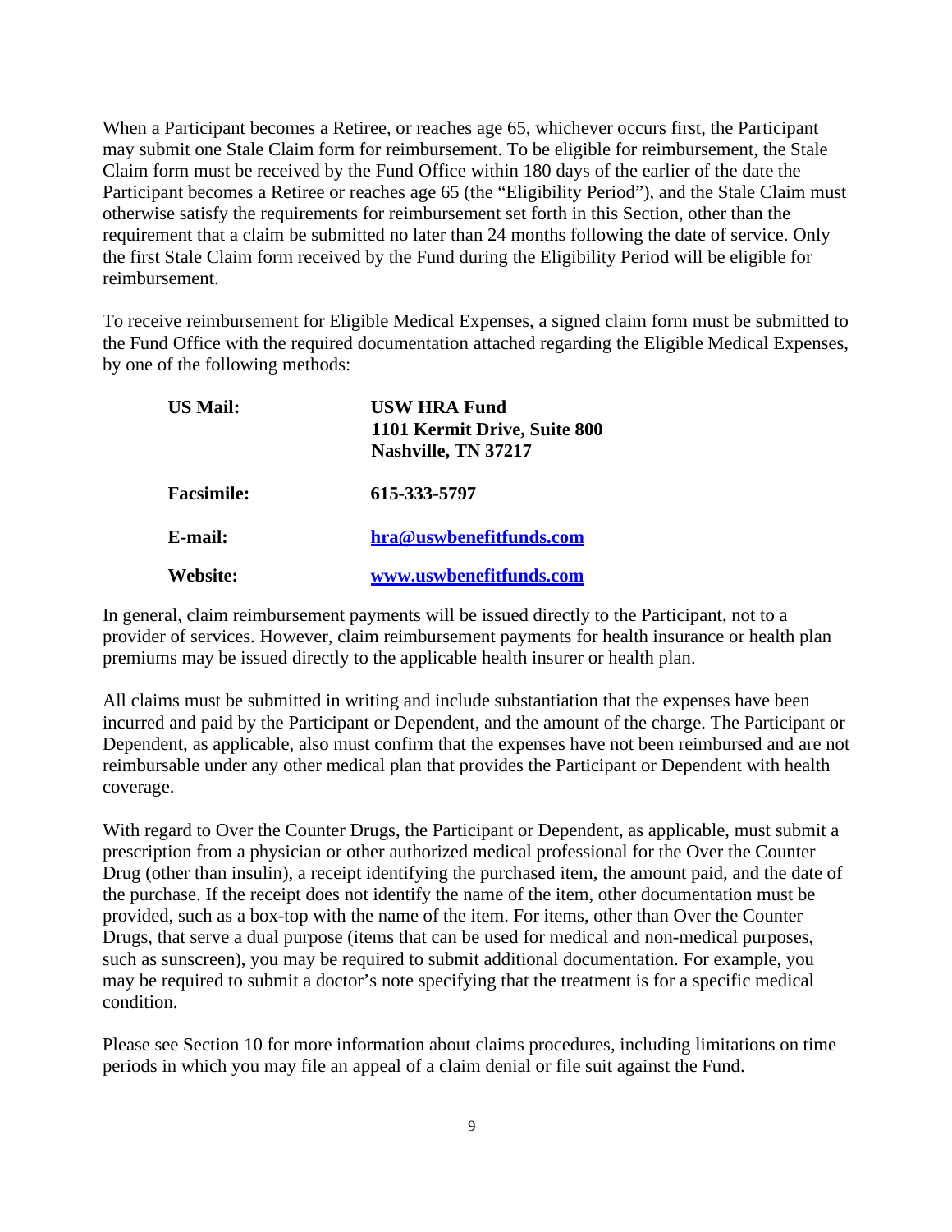When a Participant becomes a Retiree, or reaches age 65, whichever occurs first, the Participant may submit one Stale Claim form for reimbursement. To be eligible for reimbursement, the Stale Claim form must be received by the Fund Office within 180 days of the earlier of the date the Participant becomes a Retiree or reaches age 65 (the "Eligibility Period"), and the Stale Claim must otherwise satisfy the requirements for reimbursement set forth in this Section, other than the requirement that a claim be submitted no later than 24 months following the date of service. Only the first Stale Claim form received by the Fund during the Eligibility Period will be eligible for reimbursement.

To receive reimbursement for Eligible Medical Expenses, a signed claim form must be submitted to the Fund Office with the required documentation attached regarding the Eligible Medical Expenses, by one of the following methods:

| | |
|---|---|
| **US Mail:** | **USW HRA Fund**<br>**1101 Kermit Drive, Suite 800**<br>**Nashville, TN 37217** |
| **Facsimile:** | **615-333-5797** |
| **E-mail:** | **hra@uswbenefitfunds.com** |
| **Website:** | **www.uswbenefitfunds.com** |

In general, claim reimbursement payments will be issued directly to the Participant, not to a provider of services. However, claim reimbursement payments for health insurance or health plan premiums may be issued directly to the applicable health insurer or health plan.

All claims must be submitted in writing and include substantiation that the expenses have been incurred and paid by the Participant or Dependent, and the amount of the charge. The Participant or Dependent, as applicable, also must confirm that the expenses have not been reimbursed and are not reimbursable under any other medical plan that provides the Participant or Dependent with health coverage.

With regard to Over the Counter Drugs, the Participant or Dependent, as applicable, must submit a prescription from a physician or other authorized medical professional for the Over the Counter Drug (other than insulin), a receipt identifying the purchased item, the amount paid, and the date of the purchase. If the receipt does not identify the name of the item, other documentation must be provided, such as a box-top with the name of the item. For items, other than Over the Counter Drugs, that serve a dual purpose (items that can be used for medical and non-medical purposes, such as sunscreen), you may be required to submit additional documentation. For example, you may be required to submit a doctor's note specifying that the treatment is for a specific medical condition.

Please see Section 10 for more information about claims procedures, including limitations on time periods in which you may file an appeal of a claim denial or file suit against the Fund.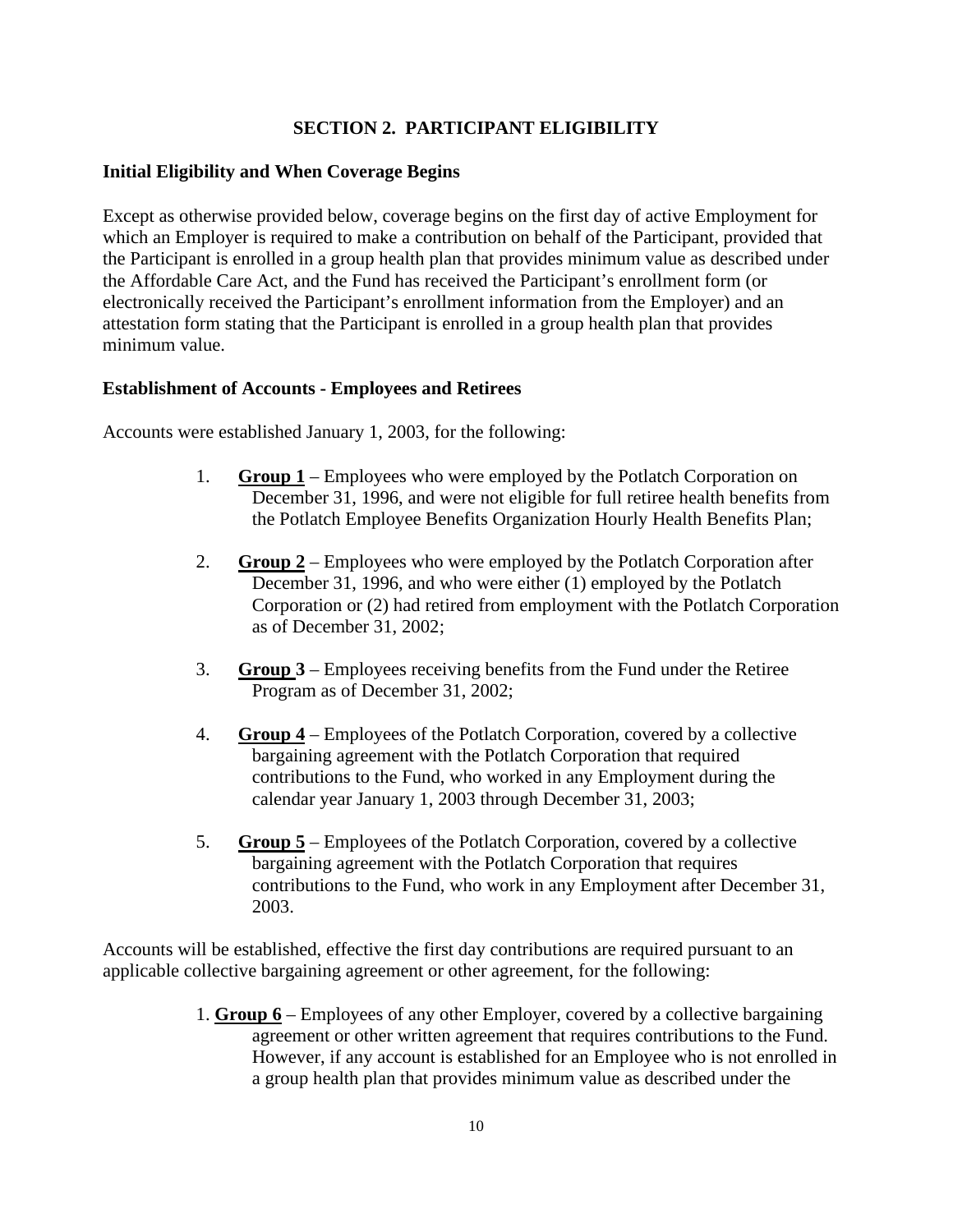## SECTION 2. PARTICIPANT ELIGIBILITY

### Initial Eligibility and When Coverage Begins

Except as otherwise provided below, coverage begins on the first day of active Employment for which an Employer is required to make a contribution on behalf of the Participant, provided that the Participant is enrolled in a group health plan that provides minimum value as described under the Affordable Care Act, and the Fund has received the Participant's enrollment form (or electronically received the Participant's enrollment information from the Employer) and an attestation form stating that the Participant is enrolled in a group health plan that provides minimum value.

### Establishment of Accounts - Employees and Retirees

Accounts were established January 1, 2003, for the following:

1. **Group 1** – Employees who were employed by the Potlatch Corporation on December 31, 1996, and were not eligible for full retiree health benefits from the Potlatch Employee Benefits Organization Hourly Health Benefits Plan;
2. **Group 2** – Employees who were employed by the Potlatch Corporation after December 31, 1996, and who were either (1) employed by the Potlatch Corporation or (2) had retired from employment with the Potlatch Corporation as of December 31, 2002;
3. **Group 3** – Employees receiving benefits from the Fund under the Retiree Program as of December 31, 2002;
4. **Group 4** – Employees of the Potlatch Corporation, covered by a collective bargaining agreement with the Potlatch Corporation that required contributions to the Fund, who worked in any Employment during the calendar year January 1, 2003 through December 31, 2003;
5. **Group 5** – Employees of the Potlatch Corporation, covered by a collective bargaining agreement with the Potlatch Corporation that requires contributions to the Fund, who work in any Employment after December 31, 2003.

Accounts will be established, effective the first day contributions are required pursuant to an applicable collective bargaining agreement or other agreement, for the following:

1. **Group 6** – Employees of any other Employer, covered by a collective bargaining agreement or other written agreement that requires contributions to the Fund. However, if any account is established for an Employee who is not enrolled in a group health plan that provides minimum value as described under the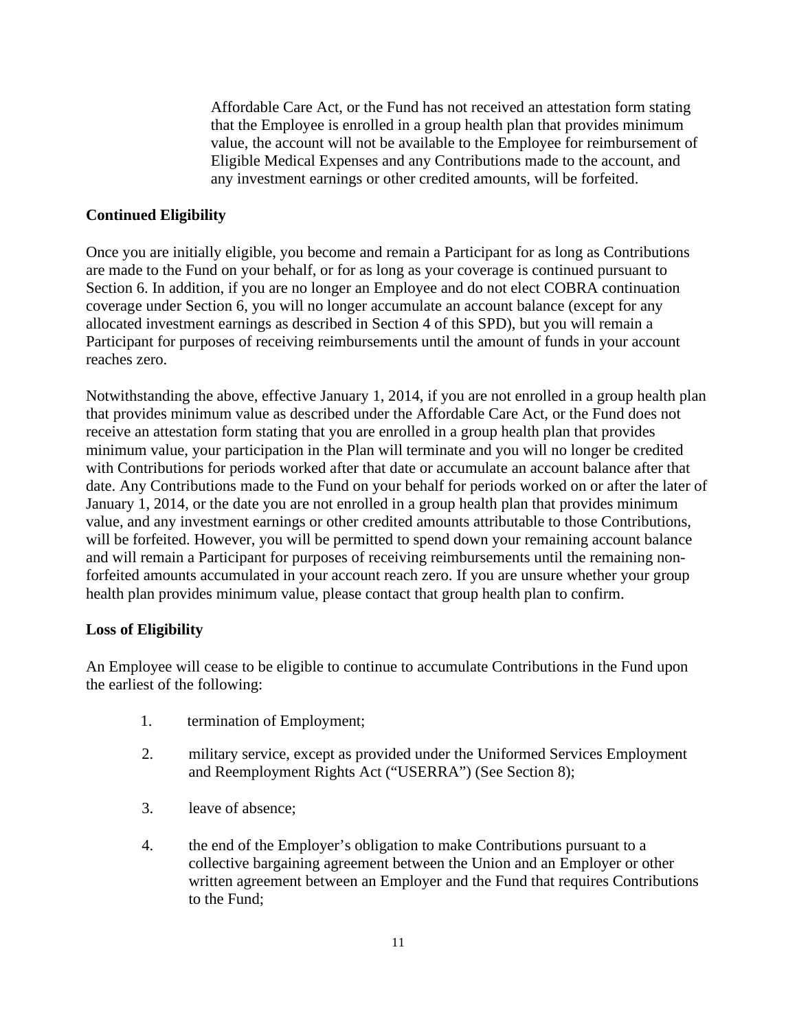Affordable Care Act, or the Fund has not received an attestation form stating that the Employee is enrolled in a group health plan that provides minimum value, the account will not be available to the Employee for reimbursement of Eligible Medical Expenses and any Contributions made to the account, and any investment earnings or other credited amounts, will be forfeited.

**Continued Eligibility**

Once you are initially eligible, you become and remain a Participant for as long as Contributions are made to the Fund on your behalf, or for as long as your coverage is continued pursuant to Section 6. In addition, if you are no longer an Employee and do not elect COBRA continuation coverage under Section 6, you will no longer accumulate an account balance (except for any allocated investment earnings as described in Section 4 of this SPD), but you will remain a Participant for purposes of receiving reimbursements until the amount of funds in your account reaches zero.

Notwithstanding the above, effective January 1, 2014, if you are not enrolled in a group health plan that provides minimum value as described under the Affordable Care Act, or the Fund does not receive an attestation form stating that you are enrolled in a group health plan that provides minimum value, your participation in the Plan will terminate and you will no longer be credited with Contributions for periods worked after that date or accumulate an account balance after that date. Any Contributions made to the Fund on your behalf for periods worked on or after the later of January 1, 2014, or the date you are not enrolled in a group health plan that provides minimum value, and any investment earnings or other credited amounts attributable to those Contributions, will be forfeited. However, you will be permitted to spend down your remaining account balance and will remain a Participant for purposes of receiving reimbursements until the remaining non-forfeited amounts accumulated in your account reach zero. If you are unsure whether your group health plan provides minimum value, please contact that group health plan to confirm.

**Loss of Eligibility**

An Employee will cease to be eligible to continue to accumulate Contributions in the Fund upon the earliest of the following:

1. termination of Employment;

2. military service, except as provided under the Uniformed Services Employment and Reemployment Rights Act ("USERRA") (See Section 8);

3. leave of absence;

4. the end of the Employer's obligation to make Contributions pursuant to a collective bargaining agreement between the Union and an Employer or other written agreement between an Employer and the Fund that requires Contributions to the Fund;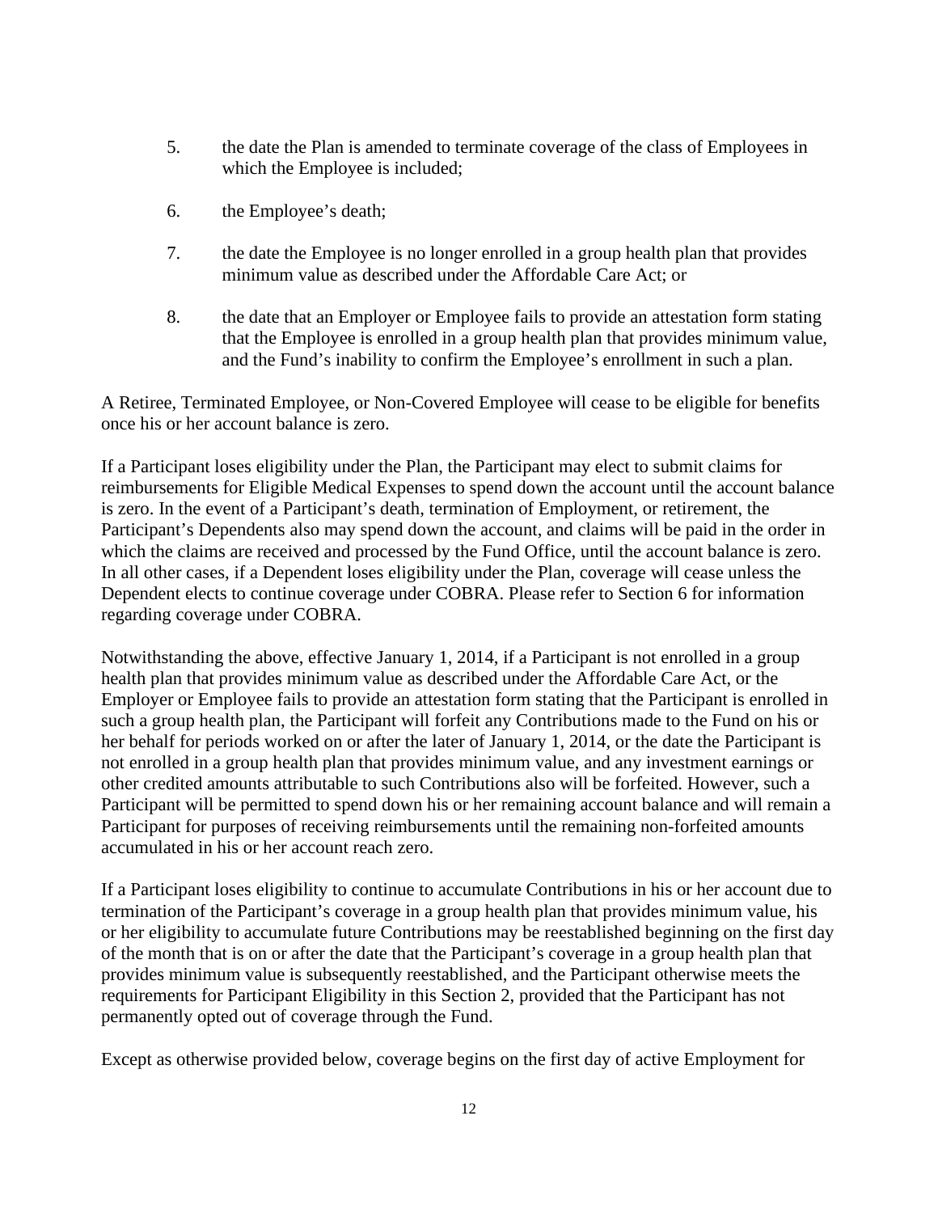5. the date the Plan is amended to terminate coverage of the class of Employees in which the Employee is included;

6. the Employee's death;

7. the date the Employee is no longer enrolled in a group health plan that provides minimum value as described under the Affordable Care Act; or

8. the date that an Employer or Employee fails to provide an attestation form stating that the Employee is enrolled in a group health plan that provides minimum value, and the Fund's inability to confirm the Employee's enrollment in such a plan.

A Retiree, Terminated Employee, or Non-Covered Employee will cease to be eligible for benefits once his or her account balance is zero.

If a Participant loses eligibility under the Plan, the Participant may elect to submit claims for reimbursements for Eligible Medical Expenses to spend down the account until the account balance is zero. In the event of a Participant's death, termination of Employment, or retirement, the Participant's Dependents also may spend down the account, and claims will be paid in the order in which the claims are received and processed by the Fund Office, until the account balance is zero. In all other cases, if a Dependent loses eligibility under the Plan, coverage will cease unless the Dependent elects to continue coverage under COBRA. Please refer to Section 6 for information regarding coverage under COBRA.

Notwithstanding the above, effective January 1, 2014, if a Participant is not enrolled in a group health plan that provides minimum value as described under the Affordable Care Act, or the Employer or Employee fails to provide an attestation form stating that the Participant is enrolled in such a group health plan, the Participant will forfeit any Contributions made to the Fund on his or her behalf for periods worked on or after the later of January 1, 2014, or the date the Participant is not enrolled in a group health plan that provides minimum value, and any investment earnings or other credited amounts attributable to such Contributions also will be forfeited. However, such a Participant will be permitted to spend down his or her remaining account balance and will remain a Participant for purposes of receiving reimbursements until the remaining non-forfeited amounts accumulated in his or her account reach zero.

If a Participant loses eligibility to continue to accumulate Contributions in his or her account due to termination of the Participant's coverage in a group health plan that provides minimum value, his or her eligibility to accumulate future Contributions may be reestablished beginning on the first day of the month that is on or after the date that the Participant's coverage in a group health plan that provides minimum value is subsequently reestablished, and the Participant otherwise meets the requirements for Participant Eligibility in this Section 2, provided that the Participant has not permanently opted out of coverage through the Fund.

Except as otherwise provided below, coverage begins on the first day of active Employment for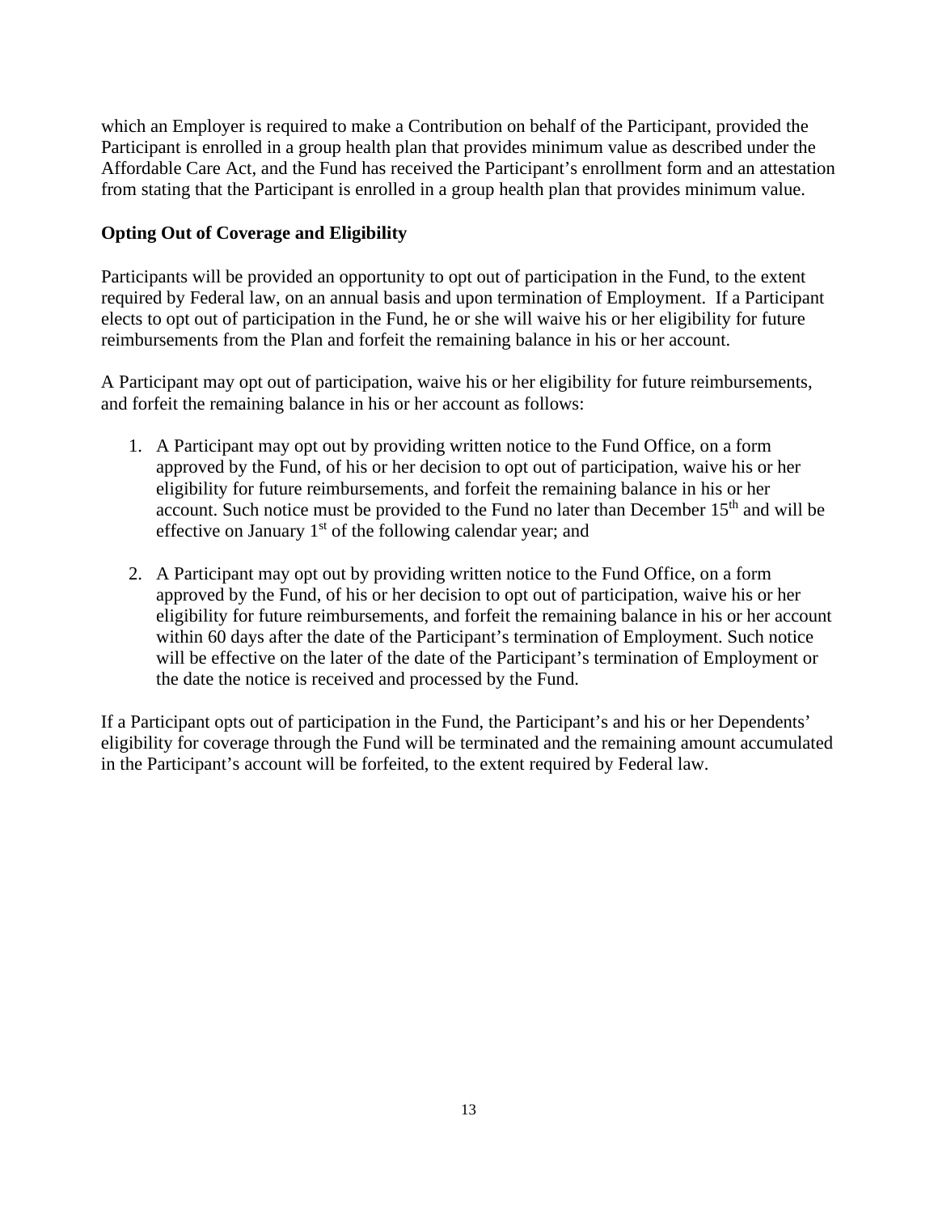which an Employer is required to make a Contribution on behalf of the Participant, provided the Participant is enrolled in a group health plan that provides minimum value as described under the Affordable Care Act, and the Fund has received the Participant's enrollment form and an attestation from stating that the Participant is enrolled in a group health plan that provides minimum value.

**Opting Out of Coverage and Eligibility**

Participants will be provided an opportunity to opt out of participation in the Fund, to the extent required by Federal law, on an annual basis and upon termination of Employment. If a Participant elects to opt out of participation in the Fund, he or she will waive his or her eligibility for future reimbursements from the Plan and forfeit the remaining balance in his or her account.

A Participant may opt out of participation, waive his or her eligibility for future reimbursements, and forfeit the remaining balance in his or her account as follows:

1. A Participant may opt out by providing written notice to the Fund Office, on a form approved by the Fund, of his or her decision to opt out of participation, waive his or her eligibility for future reimbursements, and forfeit the remaining balance in his or her account. Such notice must be provided to the Fund no later than December 15th and will be effective on January 1st of the following calendar year; and

2. A Participant may opt out by providing written notice to the Fund Office, on a form approved by the Fund, of his or her decision to opt out of participation, waive his or her eligibility for future reimbursements, and forfeit the remaining balance in his or her account within 60 days after the date of the Participant's termination of Employment. Such notice will be effective on the later of the date of the Participant's termination of Employment or the date the notice is received and processed by the Fund.

If a Participant opts out of participation in the Fund, the Participant's and his or her Dependents' eligibility for coverage through the Fund will be terminated and the remaining amount accumulated in the Participant's account will be forfeited, to the extent required by Federal law.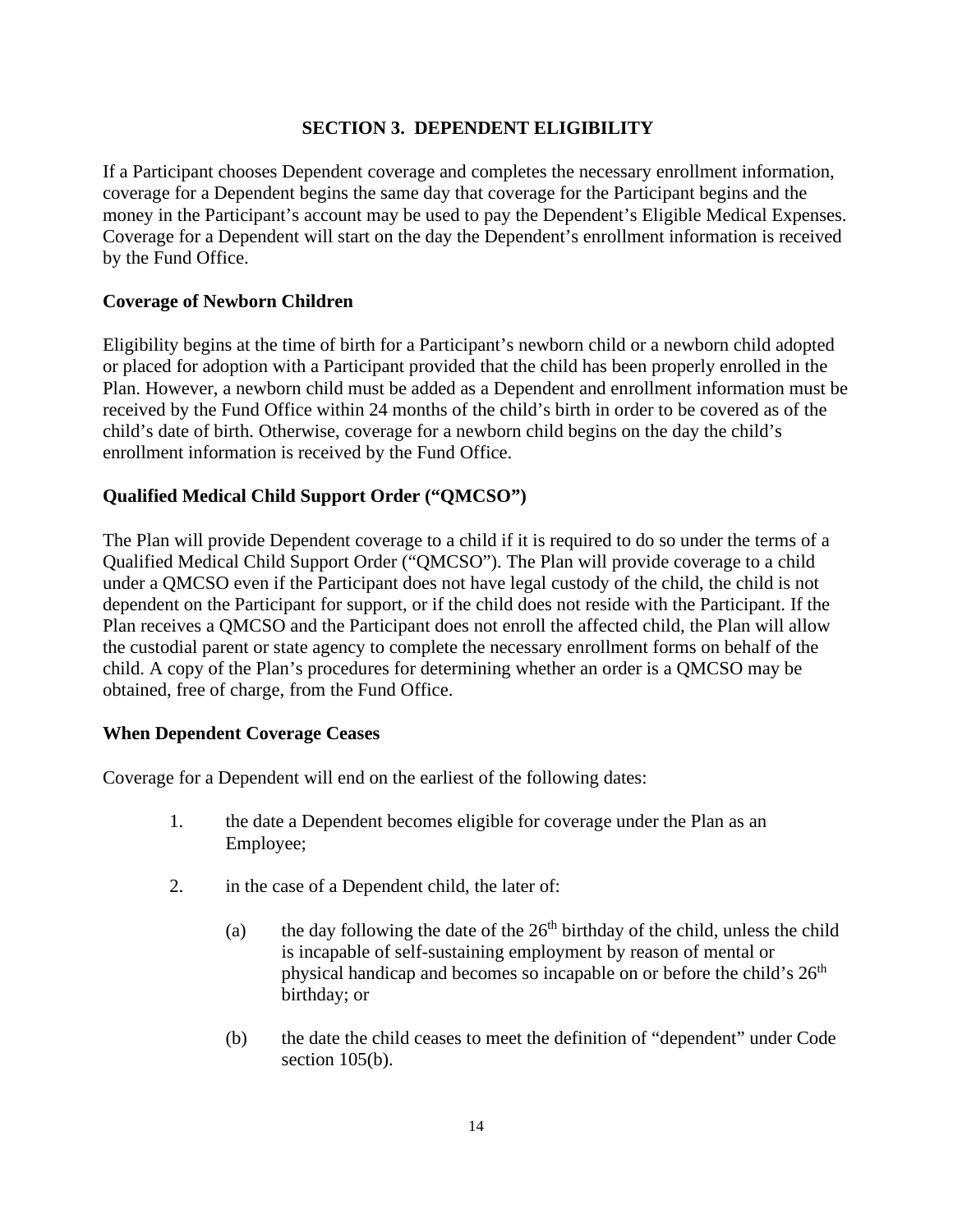## SECTION 3. DEPENDENT ELIGIBILITY

If a Participant chooses Dependent coverage and completes the necessary enrollment information, coverage for a Dependent begins the same day that coverage for the Participant begins and the money in the Participant's account may be used to pay the Dependent's Eligible Medical Expenses. Coverage for a Dependent will start on the day the Dependent's enrollment information is received by the Fund Office.

### Coverage of Newborn Children

Eligibility begins at the time of birth for a Participant's newborn child or a newborn child adopted or placed for adoption with a Participant provided that the child has been properly enrolled in the Plan. However, a newborn child must be added as a Dependent and enrollment information must be received by the Fund Office within 24 months of the child's birth in order to be covered as of the child's date of birth. Otherwise, coverage for a newborn child begins on the day the child's enrollment information is received by the Fund Office.

### Qualified Medical Child Support Order ("QMCSO")

The Plan will provide Dependent coverage to a child if it is required to do so under the terms of a Qualified Medical Child Support Order ("QMCSO"). The Plan will provide coverage to a child under a QMCSO even if the Participant does not have legal custody of the child, the child is not dependent on the Participant for support, or if the child does not reside with the Participant. If the Plan receives a QMCSO and the Participant does not enroll the affected child, the Plan will allow the custodial parent or state agency to complete the necessary enrollment forms on behalf of the child. A copy of the Plan's procedures for determining whether an order is a QMCSO may be obtained, free of charge, from the Fund Office.

### When Dependent Coverage Ceases

Coverage for a Dependent will end on the earliest of the following dates:

1. the date a Dependent becomes eligible for coverage under the Plan as an Employee;

2. in the case of a Dependent child, the later of:

   (a) the day following the date of the 26th birthday of the child, unless the child is incapable of self-sustaining employment by reason of mental or physical handicap and becomes so incapable on or before the child's 26th birthday; or

   (b) the date the child ceases to meet the definition of "dependent" under Code section 105(b).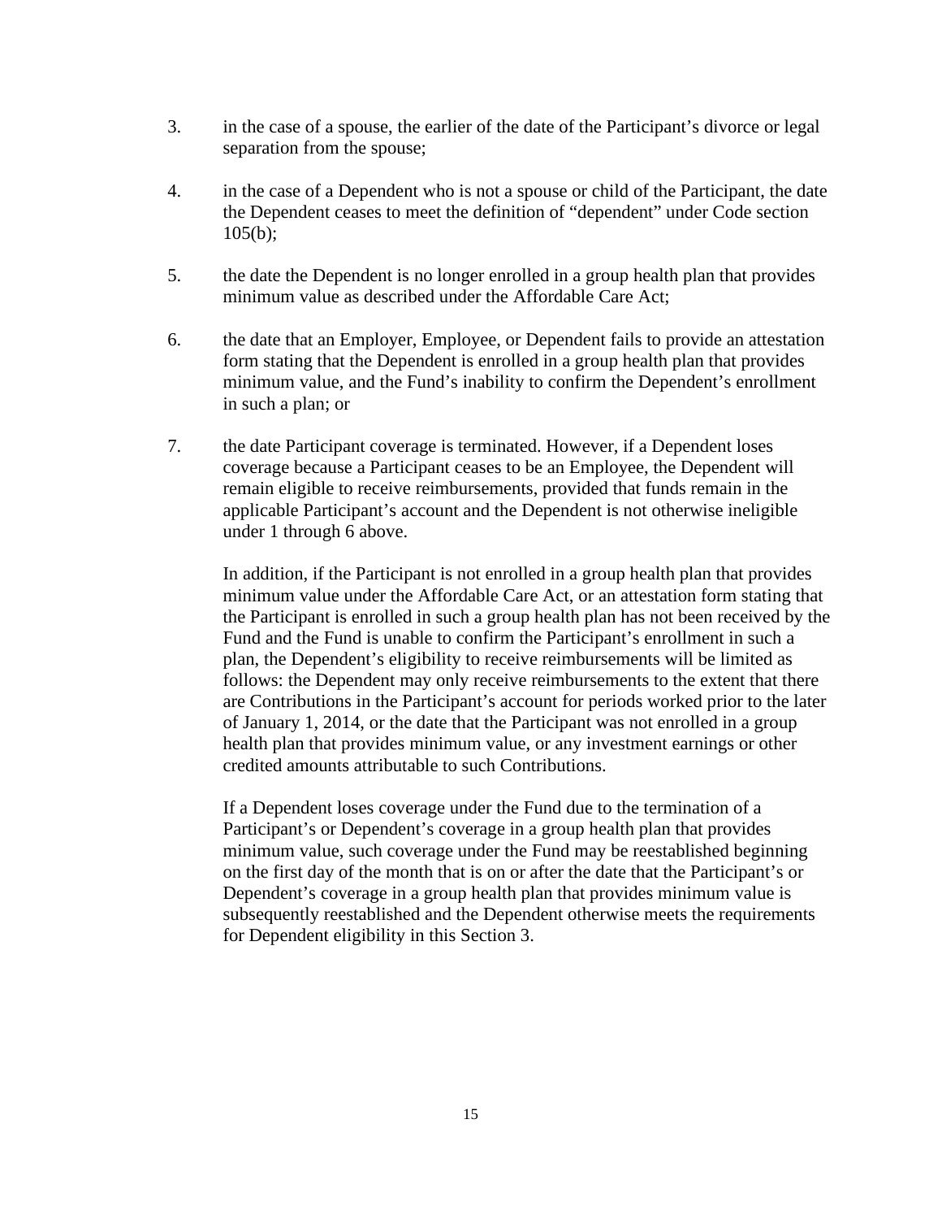3. in the case of a spouse, the earlier of the date of the Participant's divorce or legal separation from the spouse;

4. in the case of a Dependent who is not a spouse or child of the Participant, the date the Dependent ceases to meet the definition of "dependent" under Code section 105(b);

5. the date the Dependent is no longer enrolled in a group health plan that provides minimum value as described under the Affordable Care Act;

6. the date that an Employer, Employee, or Dependent fails to provide an attestation form stating that the Dependent is enrolled in a group health plan that provides minimum value, and the Fund's inability to confirm the Dependent's enrollment in such a plan; or

7. the date Participant coverage is terminated. However, if a Dependent loses coverage because a Participant ceases to be an Employee, the Dependent will remain eligible to receive reimbursements, provided that funds remain in the applicable Participant's account and the Dependent is not otherwise ineligible under 1 through 6 above.

   In addition, if the Participant is not enrolled in a group health plan that provides minimum value under the Affordable Care Act, or an attestation form stating that the Participant is enrolled in such a group health plan has not been received by the Fund and the Fund is unable to confirm the Participant's enrollment in such a plan, the Dependent's eligibility to receive reimbursements will be limited as follows: the Dependent may only receive reimbursements to the extent that there are Contributions in the Participant's account for periods worked prior to the later of January 1, 2014, or the date that the Participant was not enrolled in a group health plan that provides minimum value, or any investment earnings or other credited amounts attributable to such Contributions.

   If a Dependent loses coverage under the Fund due to the termination of a Participant's or Dependent's coverage in a group health plan that provides minimum value, such coverage under the Fund may be reestablished beginning on the first day of the month that is on or after the date that the Participant's or Dependent's coverage in a group health plan that provides minimum value is subsequently reestablished and the Dependent otherwise meets the requirements for Dependent eligibility in this Section 3.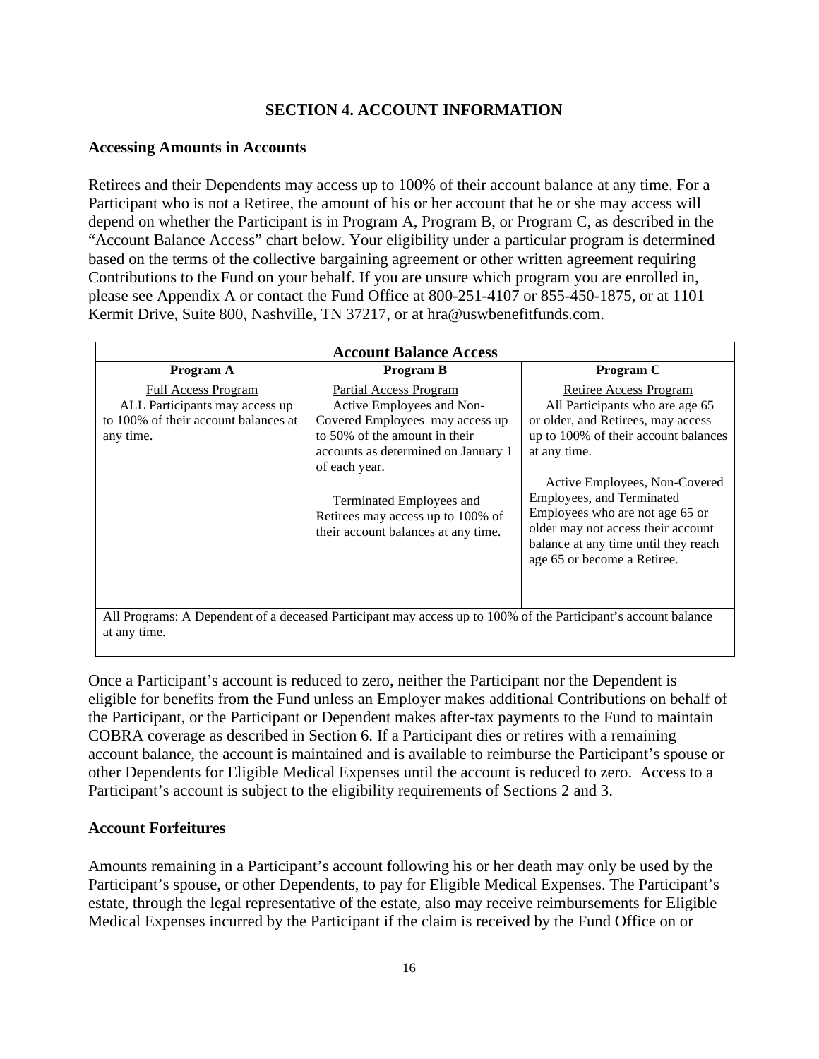## SECTION 4. ACCOUNT INFORMATION

### Accessing Amounts in Accounts

Retirees and their Dependents may access up to 100% of their account balance at any time. For a Participant who is not a Retiree, the amount of his or her account that he or she may access will depend on whether the Participant is in Program A, Program B, or Program C, as described in the "Account Balance Access" chart below. Your eligibility under a particular program is determined based on the terms of the collective bargaining agreement or other written agreement requiring Contributions to the Fund on your behalf. If you are unsure which program you are enrolled in, please see Appendix A or contact the Fund Office at 800-251-4107 or 855-450-1875, or at 1101 Kermit Drive, Suite 800, Nashville, TN 37217, or at hra@uswbenefitfunds.com.

| Account Balance Access | | |
|---|---|---|
| **Program A** | **Program B** | **Program C** |
| Full Access Program<br>ALL Participants may access up to 100% of their account balances at any time. | Partial Access Program<br>Active Employees and Non-Covered Employees may access up to 50% of the amount in their accounts as determined on January 1 of each year.<br><br>Terminated Employees and Retirees may access up to 100% of their account balances at any time. | Retiree Access Program<br>All Participants who are age 65 or older, and Retirees, may access up to 100% of their account balances at any time.<br><br>Active Employees, Non-Covered Employees, and Terminated Employees who are not age 65 or older may not access their account balance at any time until they reach age 65 or become a Retiree. |
| All Programs: A Dependent of a deceased Participant may access up to 100% of the Participant's account balance at any time. | | |

Once a Participant's account is reduced to zero, neither the Participant nor the Dependent is eligible for benefits from the Fund unless an Employer makes additional Contributions on behalf of the Participant, or the Participant or Dependent makes after-tax payments to the Fund to maintain COBRA coverage as described in Section 6. If a Participant dies or retires with a remaining account balance, the account is maintained and is available to reimburse the Participant's spouse or other Dependents for Eligible Medical Expenses until the account is reduced to zero. Access to a Participant's account is subject to the eligibility requirements of Sections 2 and 3.

### Account Forfeitures

Amounts remaining in a Participant's account following his or her death may only be used by the Participant's spouse, or other Dependents, to pay for Eligible Medical Expenses. The Participant's estate, through the legal representative of the estate, also may receive reimbursements for Eligible Medical Expenses incurred by the Participant if the claim is received by the Fund Office on or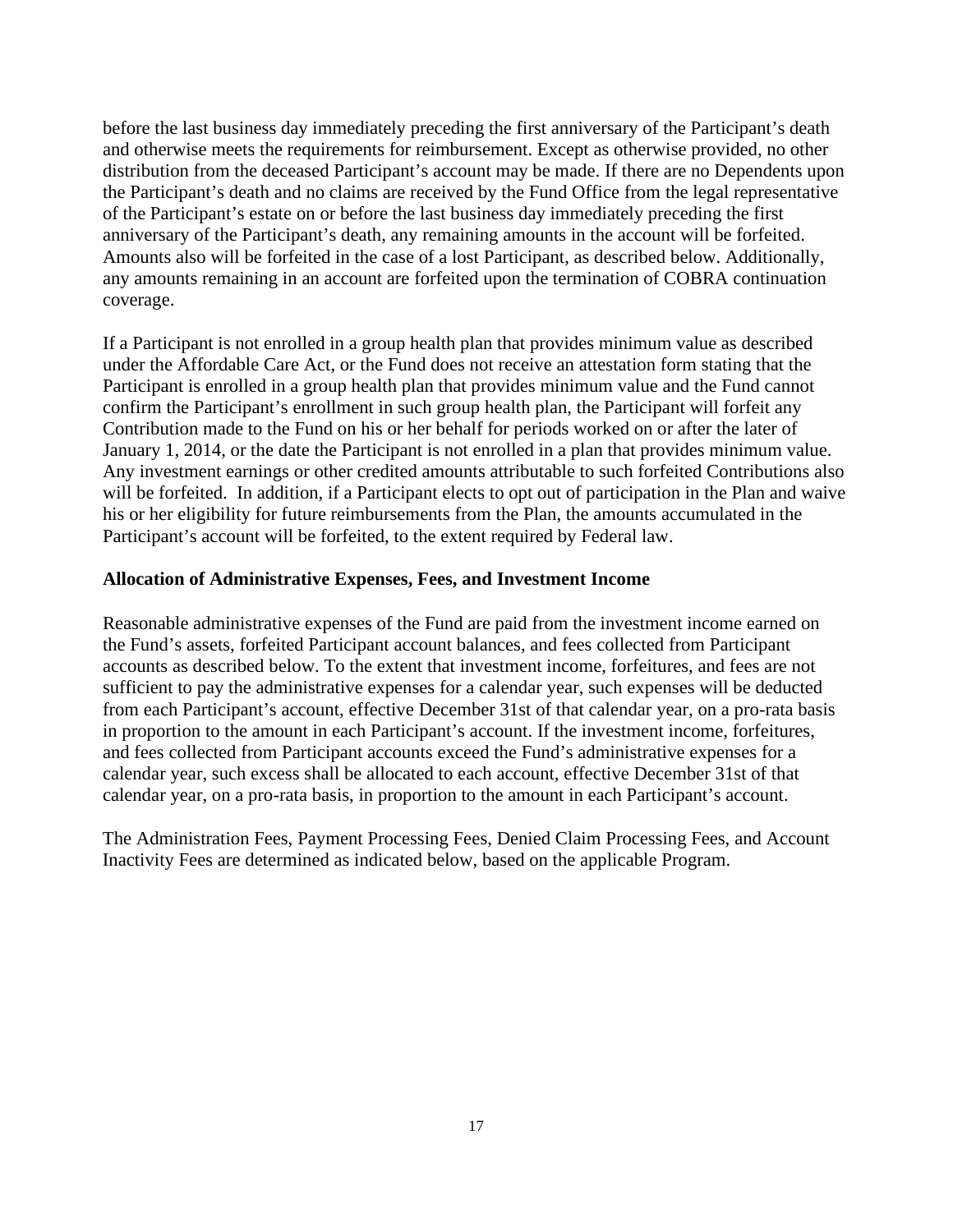before the last business day immediately preceding the first anniversary of the Participant's death and otherwise meets the requirements for reimbursement. Except as otherwise provided, no other distribution from the deceased Participant's account may be made. If there are no Dependents upon the Participant's death and no claims are received by the Fund Office from the legal representative of the Participant's estate on or before the last business day immediately preceding the first anniversary of the Participant's death, any remaining amounts in the account will be forfeited. Amounts also will be forfeited in the case of a lost Participant, as described below. Additionally, any amounts remaining in an account are forfeited upon the termination of COBRA continuation coverage.

If a Participant is not enrolled in a group health plan that provides minimum value as described under the Affordable Care Act, or the Fund does not receive an attestation form stating that the Participant is enrolled in a group health plan that provides minimum value and the Fund cannot confirm the Participant's enrollment in such group health plan, the Participant will forfeit any Contribution made to the Fund on his or her behalf for periods worked on or after the later of January 1, 2014, or the date the Participant is not enrolled in a plan that provides minimum value. Any investment earnings or other credited amounts attributable to such forfeited Contributions also will be forfeited. In addition, if a Participant elects to opt out of participation in the Plan and waive his or her eligibility for future reimbursements from the Plan, the amounts accumulated in the Participant's account will be forfeited, to the extent required by Federal law.

**Allocation of Administrative Expenses, Fees, and Investment Income**

Reasonable administrative expenses of the Fund are paid from the investment income earned on the Fund's assets, forfeited Participant account balances, and fees collected from Participant accounts as described below. To the extent that investment income, forfeitures, and fees are not sufficient to pay the administrative expenses for a calendar year, such expenses will be deducted from each Participant's account, effective December 31st of that calendar year, on a pro-rata basis in proportion to the amount in each Participant's account. If the investment income, forfeitures, and fees collected from Participant accounts exceed the Fund's administrative expenses for a calendar year, such excess shall be allocated to each account, effective December 31st of that calendar year, on a pro-rata basis, in proportion to the amount in each Participant's account.

The Administration Fees, Payment Processing Fees, Denied Claim Processing Fees, and Account Inactivity Fees are determined as indicated below, based on the applicable Program.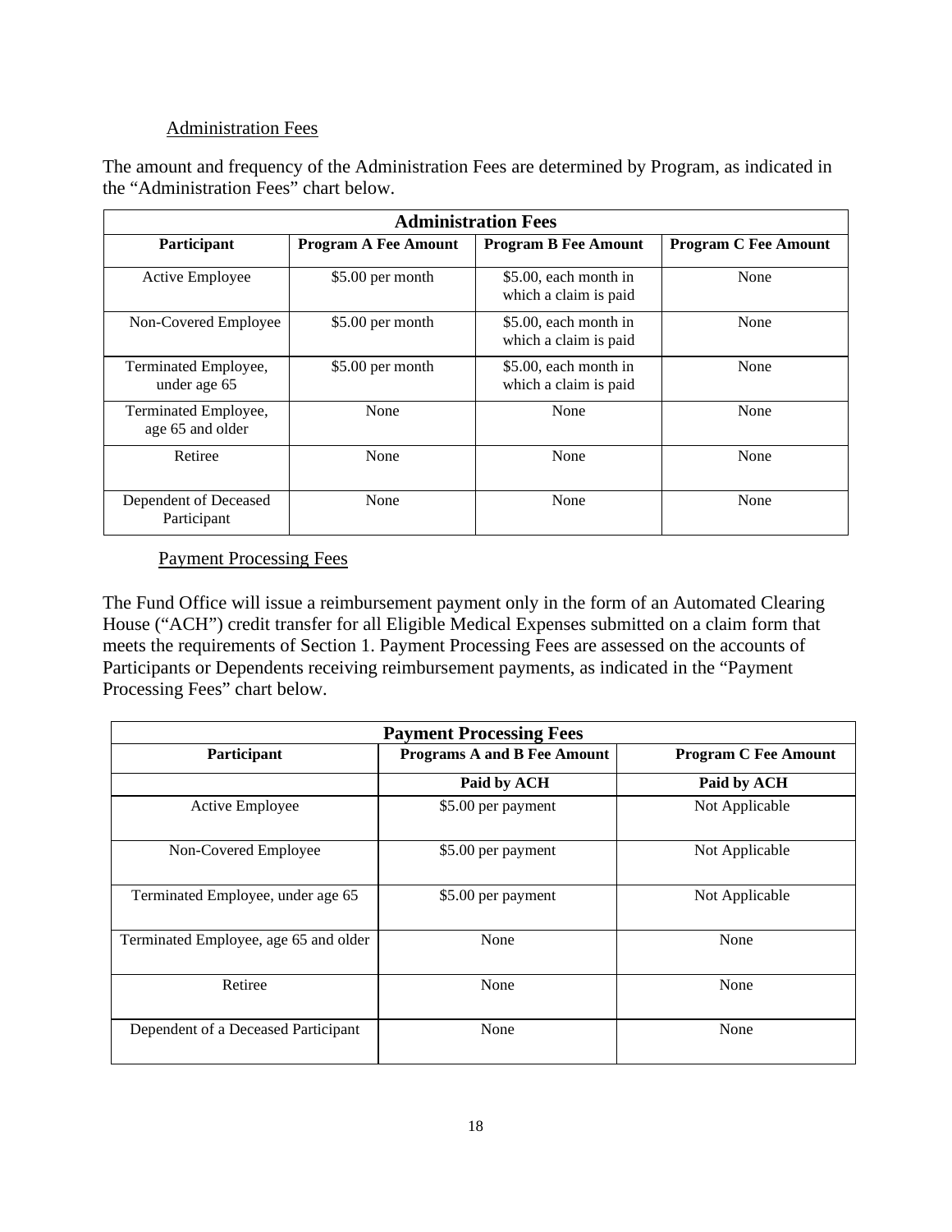### Administration Fees

The amount and frequency of the Administration Fees are determined by Program, as indicated in the "Administration Fees" chart below.

| Administration Fees | | | |
|---|---|---|---|
| **Participant** | **Program A Fee Amount** | **Program B Fee Amount** | **Program C Fee Amount** |
| Active Employee | $5.00 per month | $5.00, each month in which a claim is paid | None |
| Non-Covered Employee | $5.00 per month | $5.00, each month in which a claim is paid | None |
| Terminated Employee, under age 65 | $5.00 per month | $5.00, each month in which a claim is paid | None |
| Terminated Employee, age 65 and older | None | None | None |
| Retiree | None | None | None |
| Dependent of Deceased Participant | None | None | None |

### Payment Processing Fees

The Fund Office will issue a reimbursement payment only in the form of an Automated Clearing House ("ACH") credit transfer for all Eligible Medical Expenses submitted on a claim form that meets the requirements of Section 1. Payment Processing Fees are assessed on the accounts of Participants or Dependents receiving reimbursement payments, as indicated in the "Payment Processing Fees" chart below.

| Payment Processing Fees | | |
|---|---|---|
| **Participant** | **Programs A and B Fee Amount** | **Program C Fee Amount** |
| | **Paid by ACH** | **Paid by ACH** |
| Active Employee | $5.00 per payment | Not Applicable |
| Non-Covered Employee | $5.00 per payment | Not Applicable |
| Terminated Employee, under age 65 | $5.00 per payment | Not Applicable |
| Terminated Employee, age 65 and older | None | None |
| Retiree | None | None |
| Dependent of a Deceased Participant | None | None |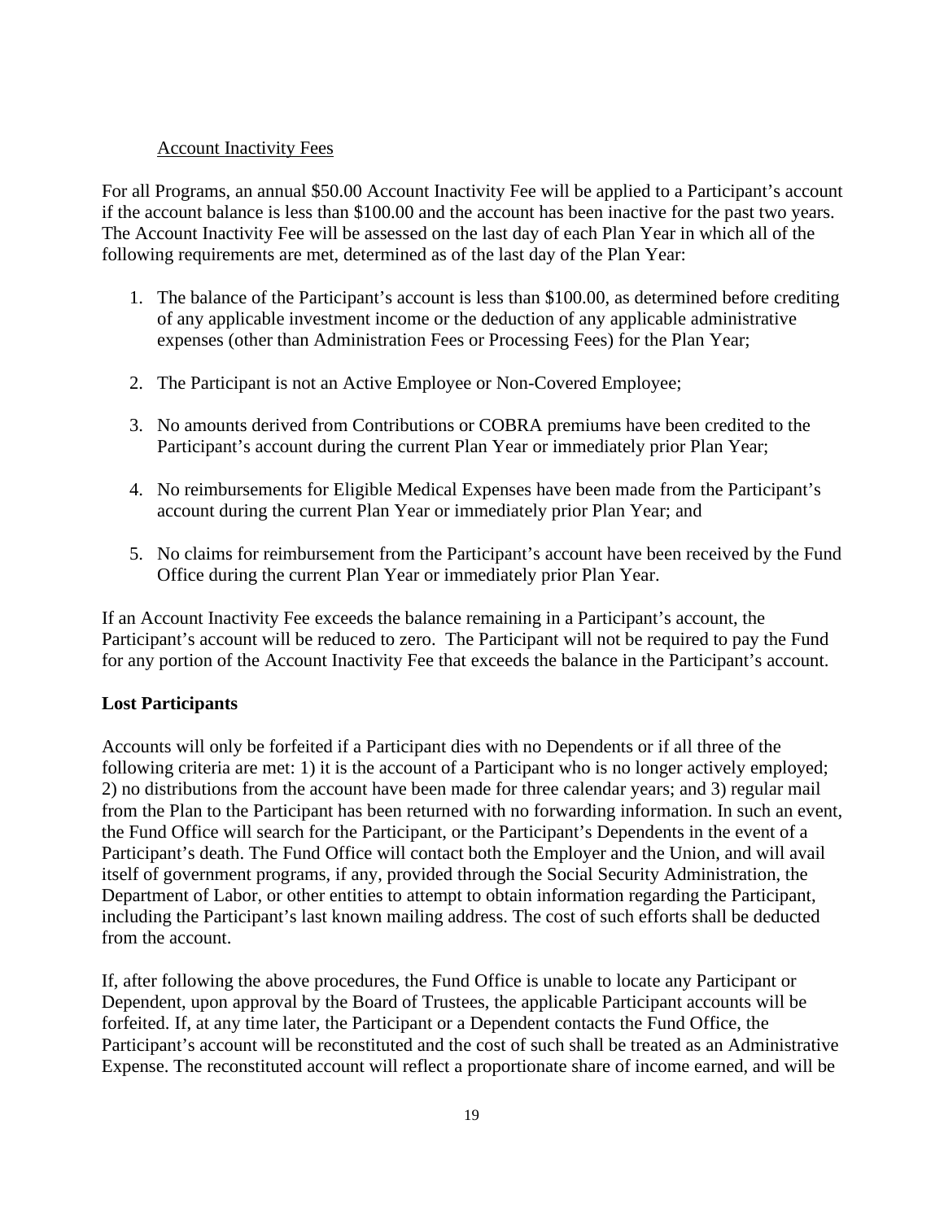Account Inactivity Fees

For all Programs, an annual $50.00 Account Inactivity Fee will be applied to a Participant's account if the account balance is less than $100.00 and the account has been inactive for the past two years. The Account Inactivity Fee will be assessed on the last day of each Plan Year in which all of the following requirements are met, determined as of the last day of the Plan Year:

1. The balance of the Participant's account is less than $100.00, as determined before crediting of any applicable investment income or the deduction of any applicable administrative expenses (other than Administration Fees or Processing Fees) for the Plan Year;
2. The Participant is not an Active Employee or Non-Covered Employee;
3. No amounts derived from Contributions or COBRA premiums have been credited to the Participant's account during the current Plan Year or immediately prior Plan Year;
4. No reimbursements for Eligible Medical Expenses have been made from the Participant's account during the current Plan Year or immediately prior Plan Year; and
5. No claims for reimbursement from the Participant's account have been received by the Fund Office during the current Plan Year or immediately prior Plan Year.

If an Account Inactivity Fee exceeds the balance remaining in a Participant's account, the Participant's account will be reduced to zero. The Participant will not be required to pay the Fund for any portion of the Account Inactivity Fee that exceeds the balance in the Participant's account.

**Lost Participants**

Accounts will only be forfeited if a Participant dies with no Dependents or if all three of the following criteria are met: 1) it is the account of a Participant who is no longer actively employed; 2) no distributions from the account have been made for three calendar years; and 3) regular mail from the Plan to the Participant has been returned with no forwarding information. In such an event, the Fund Office will search for the Participant, or the Participant's Dependents in the event of a Participant's death. The Fund Office will contact both the Employer and the Union, and will avail itself of government programs, if any, provided through the Social Security Administration, the Department of Labor, or other entities to attempt to obtain information regarding the Participant, including the Participant's last known mailing address. The cost of such efforts shall be deducted from the account.

If, after following the above procedures, the Fund Office is unable to locate any Participant or Dependent, upon approval by the Board of Trustees, the applicable Participant accounts will be forfeited. If, at any time later, the Participant or a Dependent contacts the Fund Office, the Participant's account will be reconstituted and the cost of such shall be treated as an Administrative Expense. The reconstituted account will reflect a proportionate share of income earned, and will be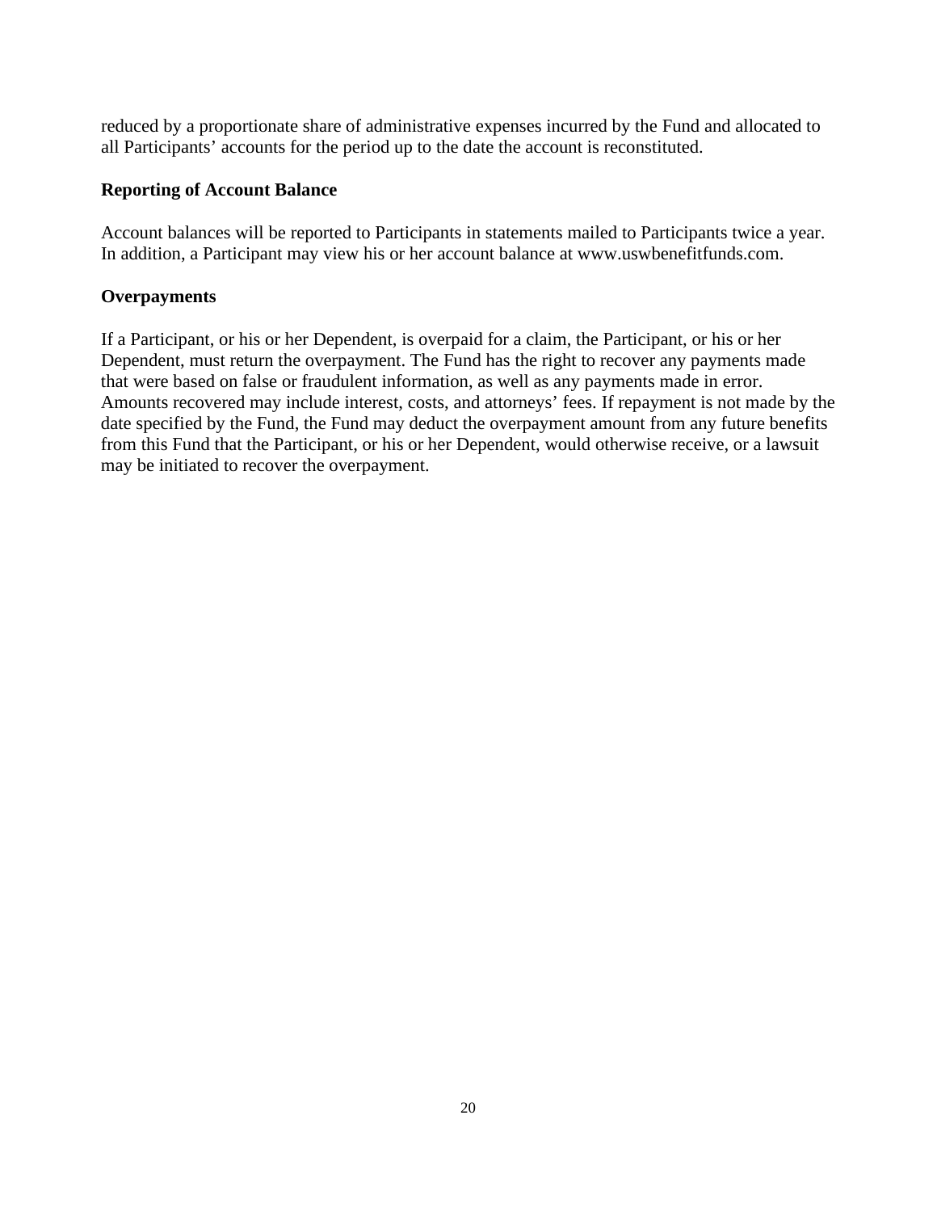reduced by a proportionate share of administrative expenses incurred by the Fund and allocated to all Participants' accounts for the period up to the date the account is reconstituted.

### Reporting of Account Balance

Account balances will be reported to Participants in statements mailed to Participants twice a year. In addition, a Participant may view his or her account balance at www.uswbenefitfunds.com.

### Overpayments

If a Participant, or his or her Dependent, is overpaid for a claim, the Participant, or his or her Dependent, must return the overpayment. The Fund has the right to recover any payments made that were based on false or fraudulent information, as well as any payments made in error. Amounts recovered may include interest, costs, and attorneys' fees. If repayment is not made by the date specified by the Fund, the Fund may deduct the overpayment amount from any future benefits from this Fund that the Participant, or his or her Dependent, would otherwise receive, or a lawsuit may be initiated to recover the overpayment.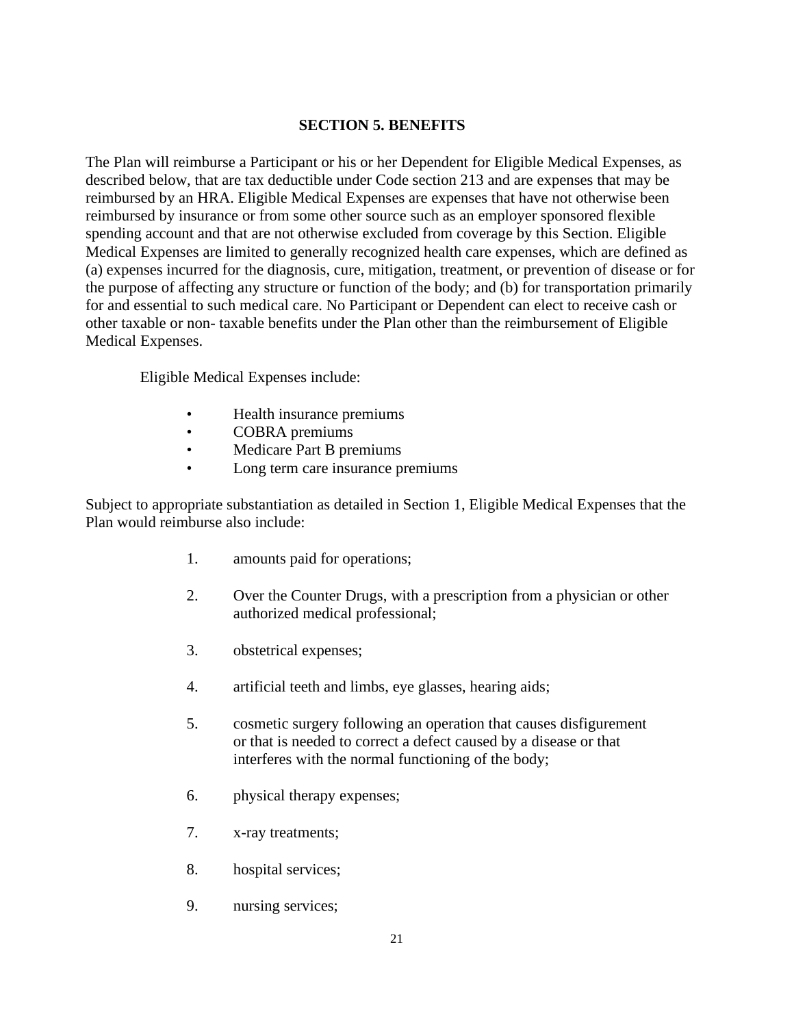## SECTION 5. BENEFITS

The Plan will reimburse a Participant or his or her Dependent for Eligible Medical Expenses, as described below, that are tax deductible under Code section 213 and are expenses that may be reimbursed by an HRA. Eligible Medical Expenses are expenses that have not otherwise been reimbursed by insurance or from some other source such as an employer sponsored flexible spending account and that are not otherwise excluded from coverage by this Section. Eligible Medical Expenses are limited to generally recognized health care expenses, which are defined as (a) expenses incurred for the diagnosis, cure, mitigation, treatment, or prevention of disease or for the purpose of affecting any structure or function of the body; and (b) for transportation primarily for and essential to such medical care. No Participant or Dependent can elect to receive cash or other taxable or non- taxable benefits under the Plan other than the reimbursement of Eligible Medical Expenses.

Eligible Medical Expenses include:

- Health insurance premiums
- COBRA premiums
- Medicare Part B premiums
- Long term care insurance premiums

Subject to appropriate substantiation as detailed in Section 1, Eligible Medical Expenses that the Plan would reimburse also include:

1. amounts paid for operations;
2. Over the Counter Drugs, with a prescription from a physician or other authorized medical professional;
3. obstetrical expenses;
4. artificial teeth and limbs, eye glasses, hearing aids;
5. cosmetic surgery following an operation that causes disfigurement or that is needed to correct a defect caused by a disease or that interferes with the normal functioning of the body;
6. physical therapy expenses;
7. x-ray treatments;
8. hospital services;
9. nursing services;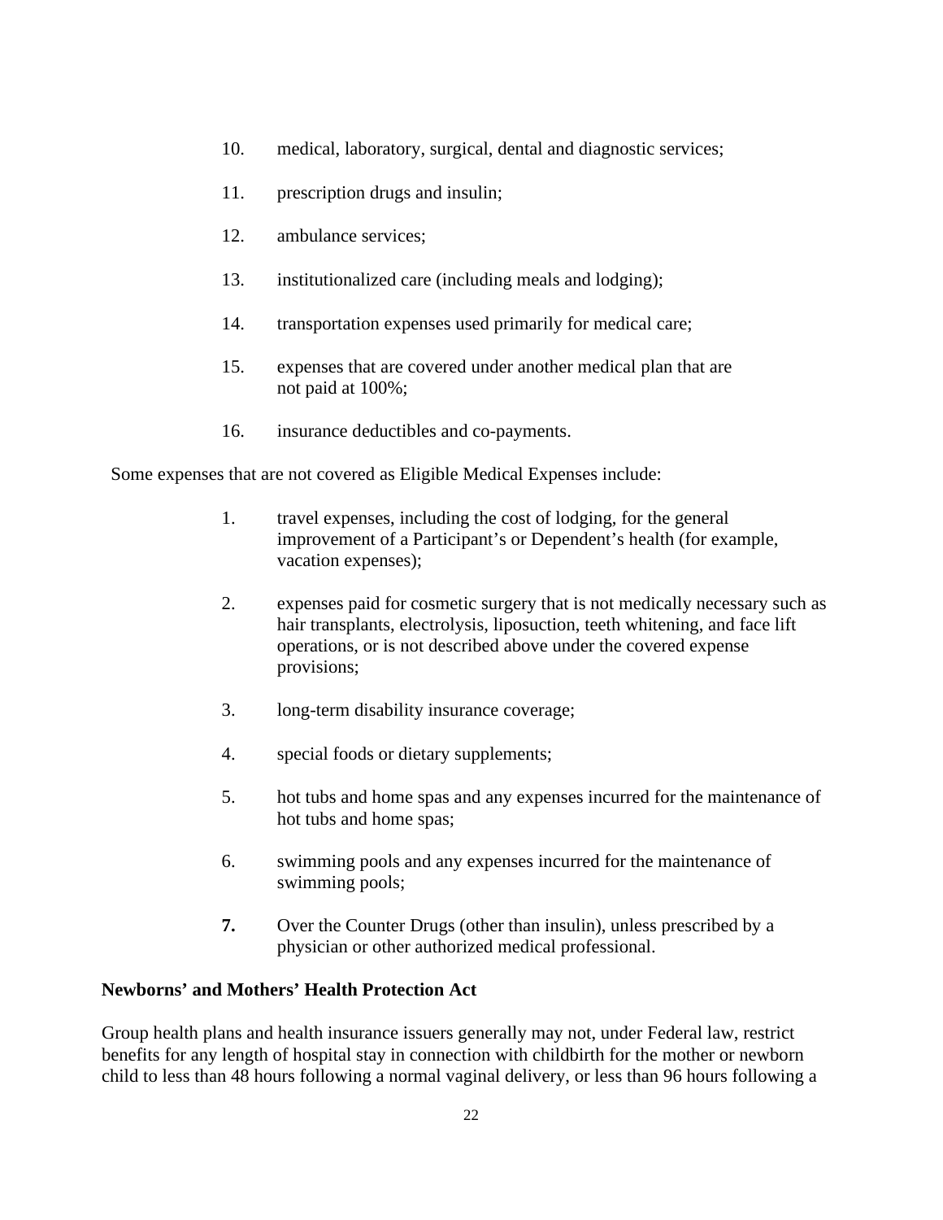10. medical, laboratory, surgical, dental and diagnostic services;

11. prescription drugs and insulin;

12. ambulance services;

13. institutionalized care (including meals and lodging);

14. transportation expenses used primarily for medical care;

15. expenses that are covered under another medical plan that are not paid at 100%;

16. insurance deductibles and co-payments.

Some expenses that are not covered as Eligible Medical Expenses include:

1. travel expenses, including the cost of lodging, for the general improvement of a Participant's or Dependent's health (for example, vacation expenses);

2. expenses paid for cosmetic surgery that is not medically necessary such as hair transplants, electrolysis, liposuction, teeth whitening, and face lift operations, or is not described above under the covered expense provisions;

3. long-term disability insurance coverage;

4. special foods or dietary supplements;

5. hot tubs and home spas and any expenses incurred for the maintenance of hot tubs and home spas;

6. swimming pools and any expenses incurred for the maintenance of swimming pools;

**7.** Over the Counter Drugs (other than insulin), unless prescribed by a physician or other authorized medical professional.

**Newborns' and Mothers' Health Protection Act**

Group health plans and health insurance issuers generally may not, under Federal law, restrict benefits for any length of hospital stay in connection with childbirth for the mother or newborn child to less than 48 hours following a normal vaginal delivery, or less than 96 hours following a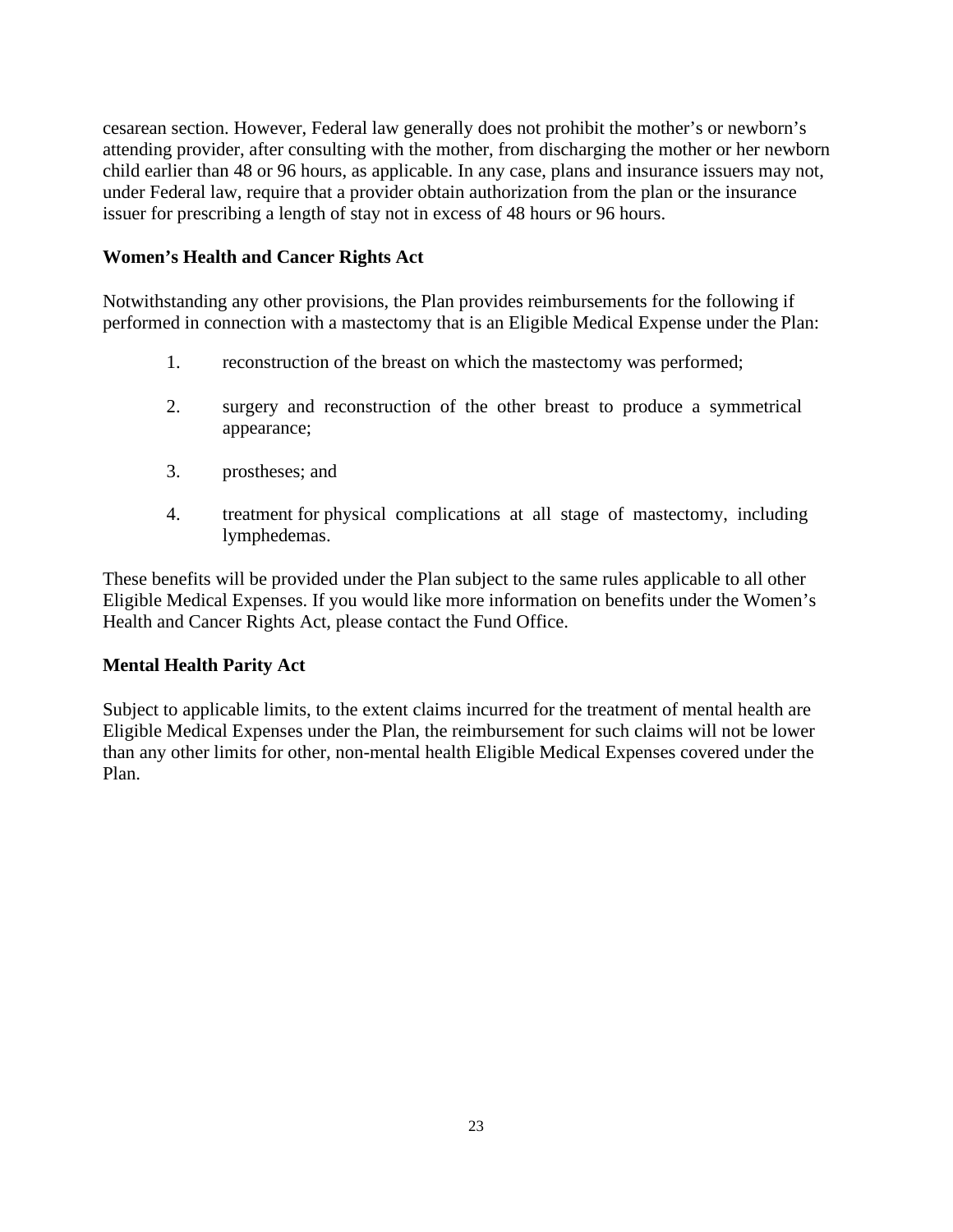cesarean section. However, Federal law generally does not prohibit the mother's or newborn's attending provider, after consulting with the mother, from discharging the mother or her newborn child earlier than 48 or 96 hours, as applicable. In any case, plans and insurance issuers may not, under Federal law, require that a provider obtain authorization from the plan or the insurance issuer for prescribing a length of stay not in excess of 48 hours or 96 hours.

**Women's Health and Cancer Rights Act**

Notwithstanding any other provisions, the Plan provides reimbursements for the following if performed in connection with a mastectomy that is an Eligible Medical Expense under the Plan:

1. reconstruction of the breast on which the mastectomy was performed;

2. surgery and reconstruction of the other breast to produce a symmetrical appearance;

3. prostheses; and

4. treatment for physical complications at all stage of mastectomy, including lymphedemas.

These benefits will be provided under the Plan subject to the same rules applicable to all other Eligible Medical Expenses. If you would like more information on benefits under the Women's Health and Cancer Rights Act, please contact the Fund Office.

**Mental Health Parity Act**

Subject to applicable limits, to the extent claims incurred for the treatment of mental health are Eligible Medical Expenses under the Plan, the reimbursement for such claims will not be lower than any other limits for other, non-mental health Eligible Medical Expenses covered under the Plan.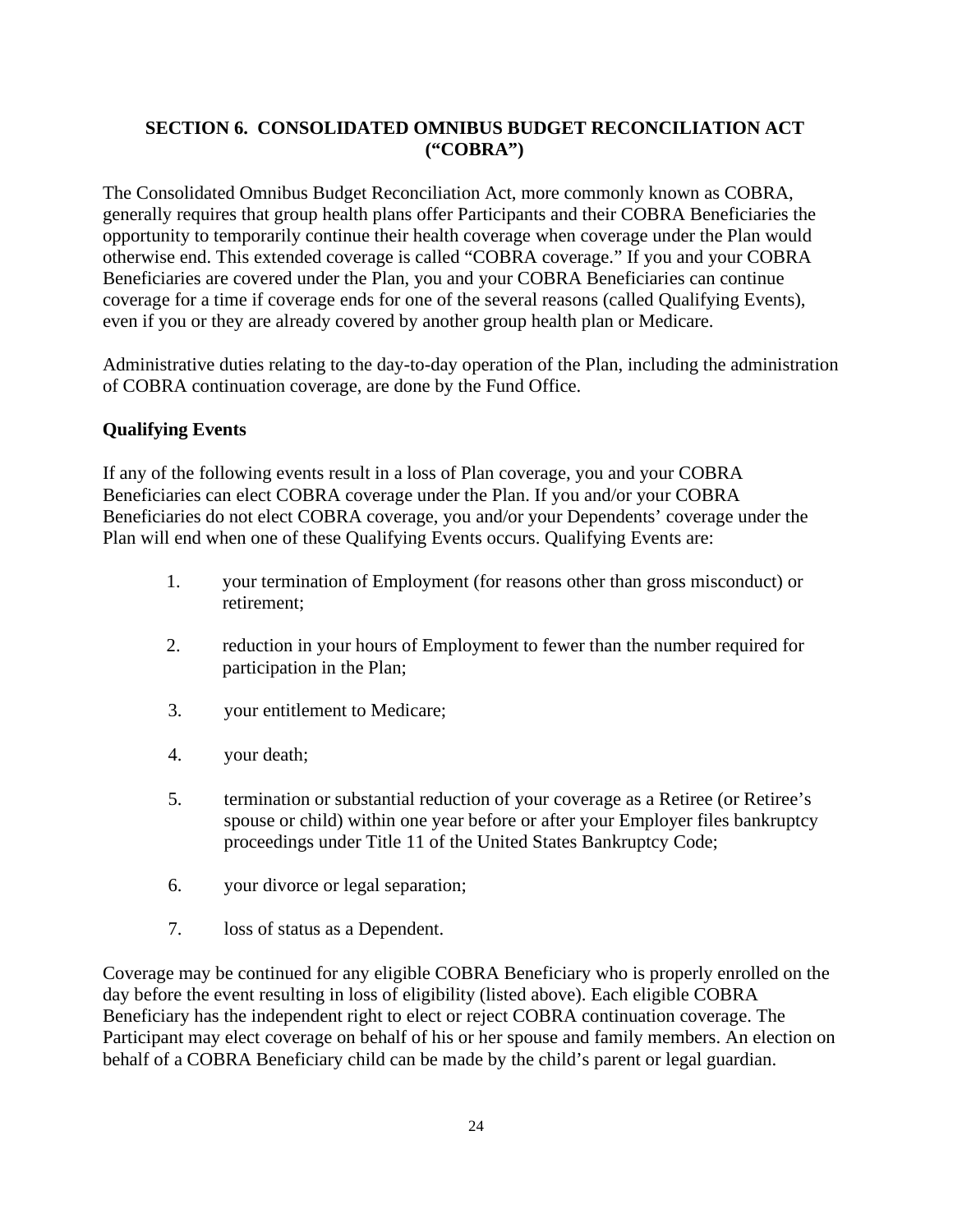## SECTION 6. CONSOLIDATED OMNIBUS BUDGET RECONCILIATION ACT ("COBRA")

The Consolidated Omnibus Budget Reconciliation Act, more commonly known as COBRA, generally requires that group health plans offer Participants and their COBRA Beneficiaries the opportunity to temporarily continue their health coverage when coverage under the Plan would otherwise end. This extended coverage is called "COBRA coverage." If you and your COBRA Beneficiaries are covered under the Plan, you and your COBRA Beneficiaries can continue coverage for a time if coverage ends for one of the several reasons (called Qualifying Events), even if you or they are already covered by another group health plan or Medicare.

Administrative duties relating to the day-to-day operation of the Plan, including the administration of COBRA continuation coverage, are done by the Fund Office.

### Qualifying Events

If any of the following events result in a loss of Plan coverage, you and your COBRA Beneficiaries can elect COBRA coverage under the Plan. If you and/or your COBRA Beneficiaries do not elect COBRA coverage, you and/or your Dependents' coverage under the Plan will end when one of these Qualifying Events occurs. Qualifying Events are:

1. your termination of Employment (for reasons other than gross misconduct) or retirement;
2. reduction in your hours of Employment to fewer than the number required for participation in the Plan;
3. your entitlement to Medicare;
4. your death;
5. termination or substantial reduction of your coverage as a Retiree (or Retiree's spouse or child) within one year before or after your Employer files bankruptcy proceedings under Title 11 of the United States Bankruptcy Code;
6. your divorce or legal separation;
7. loss of status as a Dependent.

Coverage may be continued for any eligible COBRA Beneficiary who is properly enrolled on the day before the event resulting in loss of eligibility (listed above). Each eligible COBRA Beneficiary has the independent right to elect or reject COBRA continuation coverage. The Participant may elect coverage on behalf of his or her spouse and family members. An election on behalf of a COBRA Beneficiary child can be made by the child's parent or legal guardian.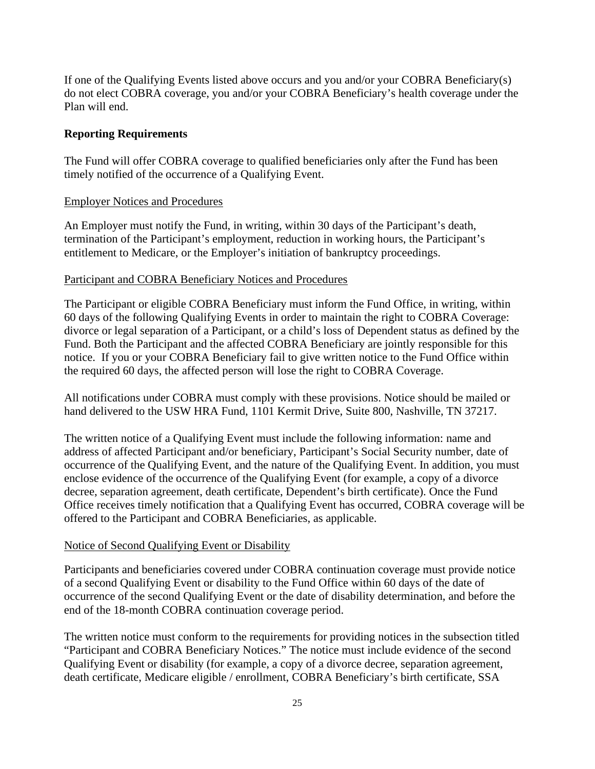If one of the Qualifying Events listed above occurs and you and/or your COBRA Beneficiary(s) do not elect COBRA coverage, you and/or your COBRA Beneficiary's health coverage under the Plan will end.

**Reporting Requirements**

The Fund will offer COBRA coverage to qualified beneficiaries only after the Fund has been timely notified of the occurrence of a Qualifying Event.

<u>Employer Notices and Procedures</u>

An Employer must notify the Fund, in writing, within 30 days of the Participant's death, termination of the Participant's employment, reduction in working hours, the Participant's entitlement to Medicare, or the Employer's initiation of bankruptcy proceedings.

<u>Participant and COBRA Beneficiary Notices and Procedures</u>

The Participant or eligible COBRA Beneficiary must inform the Fund Office, in writing, within 60 days of the following Qualifying Events in order to maintain the right to COBRA Coverage: divorce or legal separation of a Participant, or a child's loss of Dependent status as defined by the Fund. Both the Participant and the affected COBRA Beneficiary are jointly responsible for this notice. If you or your COBRA Beneficiary fail to give written notice to the Fund Office within the required 60 days, the affected person will lose the right to COBRA Coverage.

All notifications under COBRA must comply with these provisions. Notice should be mailed or hand delivered to the USW HRA Fund, 1101 Kermit Drive, Suite 800, Nashville, TN 37217.

The written notice of a Qualifying Event must include the following information: name and address of affected Participant and/or beneficiary, Participant's Social Security number, date of occurrence of the Qualifying Event, and the nature of the Qualifying Event. In addition, you must enclose evidence of the occurrence of the Qualifying Event (for example, a copy of a divorce decree, separation agreement, death certificate, Dependent's birth certificate). Once the Fund Office receives timely notification that a Qualifying Event has occurred, COBRA coverage will be offered to the Participant and COBRA Beneficiaries, as applicable.

<u>Notice of Second Qualifying Event or Disability</u>

Participants and beneficiaries covered under COBRA continuation coverage must provide notice of a second Qualifying Event or disability to the Fund Office within 60 days of the date of occurrence of the second Qualifying Event or the date of disability determination, and before the end of the 18-month COBRA continuation coverage period.

The written notice must conform to the requirements for providing notices in the subsection titled "Participant and COBRA Beneficiary Notices." The notice must include evidence of the second Qualifying Event or disability (for example, a copy of a divorce decree, separation agreement, death certificate, Medicare eligible / enrollment, COBRA Beneficiary's birth certificate, SSA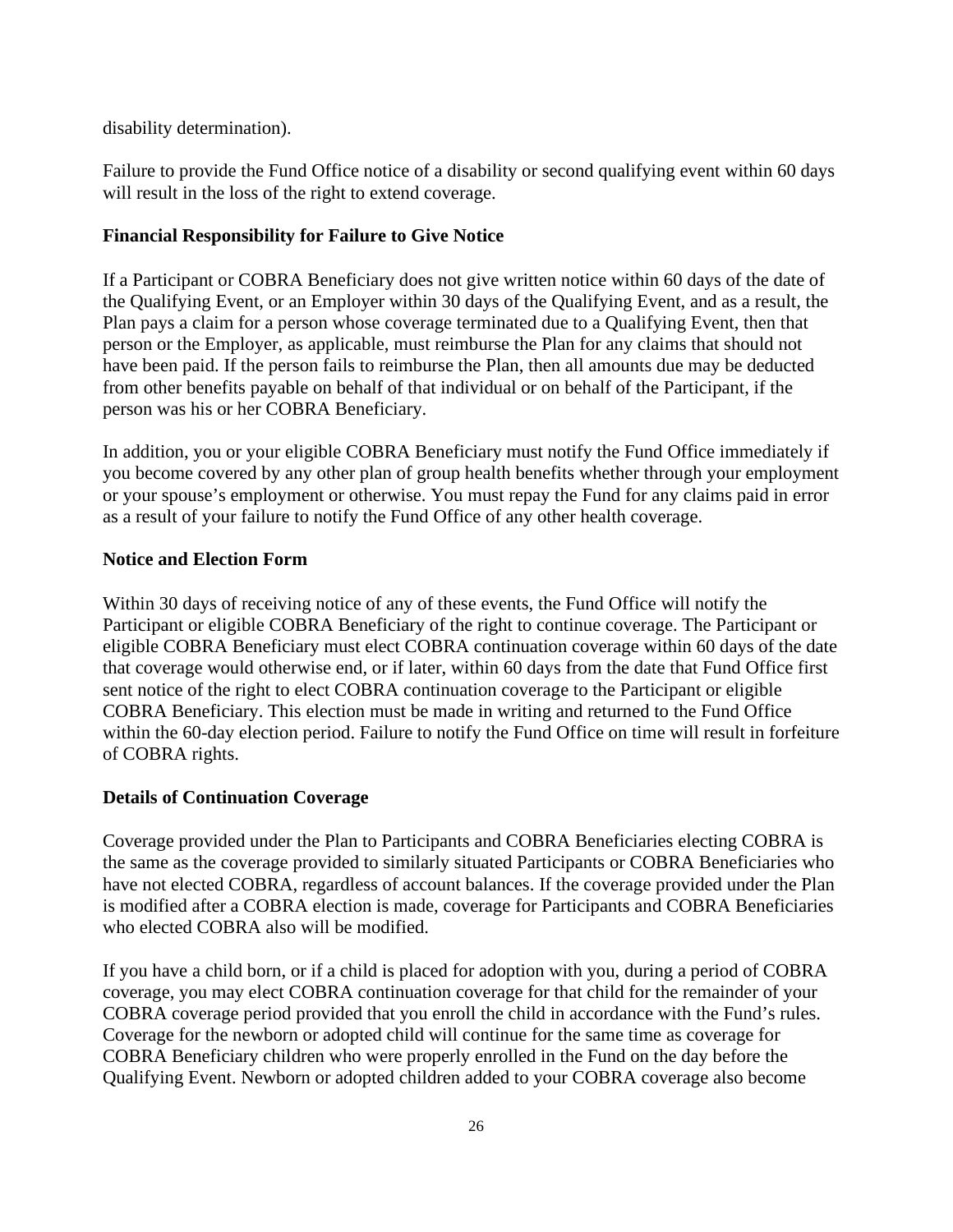disability determination).

Failure to provide the Fund Office notice of a disability or second qualifying event within 60 days will result in the loss of the right to extend coverage.

### Financial Responsibility for Failure to Give Notice

If a Participant or COBRA Beneficiary does not give written notice within 60 days of the date of the Qualifying Event, or an Employer within 30 days of the Qualifying Event, and as a result, the Plan pays a claim for a person whose coverage terminated due to a Qualifying Event, then that person or the Employer, as applicable, must reimburse the Plan for any claims that should not have been paid. If the person fails to reimburse the Plan, then all amounts due may be deducted from other benefits payable on behalf of that individual or on behalf of the Participant, if the person was his or her COBRA Beneficiary.

In addition, you or your eligible COBRA Beneficiary must notify the Fund Office immediately if you become covered by any other plan of group health benefits whether through your employment or your spouse's employment or otherwise. You must repay the Fund for any claims paid in error as a result of your failure to notify the Fund Office of any other health coverage.

### Notice and Election Form

Within 30 days of receiving notice of any of these events, the Fund Office will notify the Participant or eligible COBRA Beneficiary of the right to continue coverage. The Participant or eligible COBRA Beneficiary must elect COBRA continuation coverage within 60 days of the date that coverage would otherwise end, or if later, within 60 days from the date that Fund Office first sent notice of the right to elect COBRA continuation coverage to the Participant or eligible COBRA Beneficiary. This election must be made in writing and returned to the Fund Office within the 60-day election period. Failure to notify the Fund Office on time will result in forfeiture of COBRA rights.

### Details of Continuation Coverage

Coverage provided under the Plan to Participants and COBRA Beneficiaries electing COBRA is the same as the coverage provided to similarly situated Participants or COBRA Beneficiaries who have not elected COBRA, regardless of account balances. If the coverage provided under the Plan is modified after a COBRA election is made, coverage for Participants and COBRA Beneficiaries who elected COBRA also will be modified.

If you have a child born, or if a child is placed for adoption with you, during a period of COBRA coverage, you may elect COBRA continuation coverage for that child for the remainder of your COBRA coverage period provided that you enroll the child in accordance with the Fund's rules. Coverage for the newborn or adopted child will continue for the same time as coverage for COBRA Beneficiary children who were properly enrolled in the Fund on the day before the Qualifying Event. Newborn or adopted children added to your COBRA coverage also become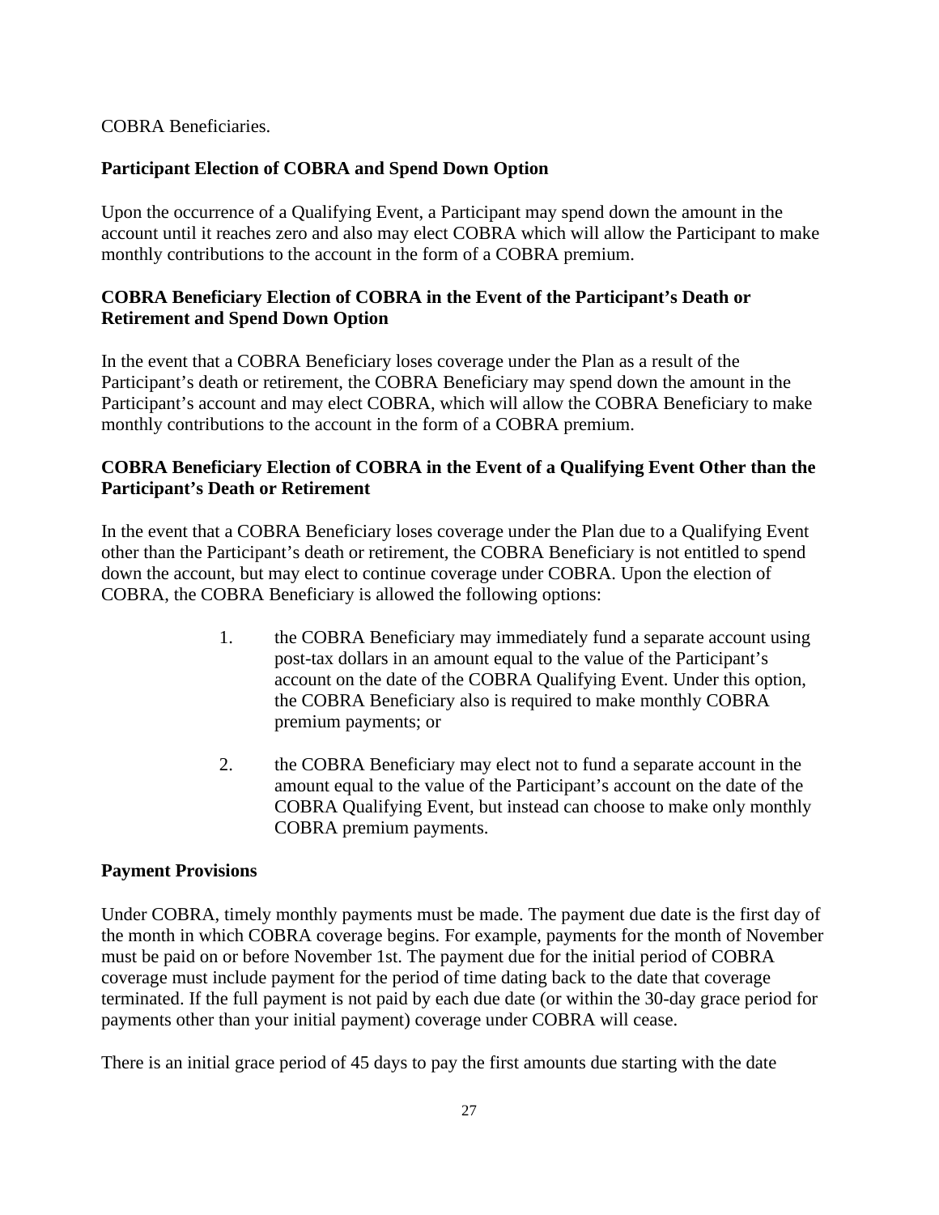COBRA Beneficiaries.

**Participant Election of COBRA and Spend Down Option**

Upon the occurrence of a Qualifying Event, a Participant may spend down the amount in the account until it reaches zero and also may elect COBRA which will allow the Participant to make monthly contributions to the account in the form of a COBRA premium.

**COBRA Beneficiary Election of COBRA in the Event of the Participant's Death or Retirement and Spend Down Option**

In the event that a COBRA Beneficiary loses coverage under the Plan as a result of the Participant's death or retirement, the COBRA Beneficiary may spend down the amount in the Participant's account and may elect COBRA, which will allow the COBRA Beneficiary to make monthly contributions to the account in the form of a COBRA premium.

**COBRA Beneficiary Election of COBRA in the Event of a Qualifying Event Other than the Participant's Death or Retirement**

In the event that a COBRA Beneficiary loses coverage under the Plan due to a Qualifying Event other than the Participant's death or retirement, the COBRA Beneficiary is not entitled to spend down the account, but may elect to continue coverage under COBRA. Upon the election of COBRA, the COBRA Beneficiary is allowed the following options:

1. the COBRA Beneficiary may immediately fund a separate account using post-tax dollars in an amount equal to the value of the Participant's account on the date of the COBRA Qualifying Event. Under this option, the COBRA Beneficiary also is required to make monthly COBRA premium payments; or

2. the COBRA Beneficiary may elect not to fund a separate account in the amount equal to the value of the Participant's account on the date of the COBRA Qualifying Event, but instead can choose to make only monthly COBRA premium payments.

**Payment Provisions**

Under COBRA, timely monthly payments must be made. The payment due date is the first day of the month in which COBRA coverage begins. For example, payments for the month of November must be paid on or before November 1st. The payment due for the initial period of COBRA coverage must include payment for the period of time dating back to the date that coverage terminated. If the full payment is not paid by each due date (or within the 30-day grace period for payments other than your initial payment) coverage under COBRA will cease.

There is an initial grace period of 45 days to pay the first amounts due starting with the date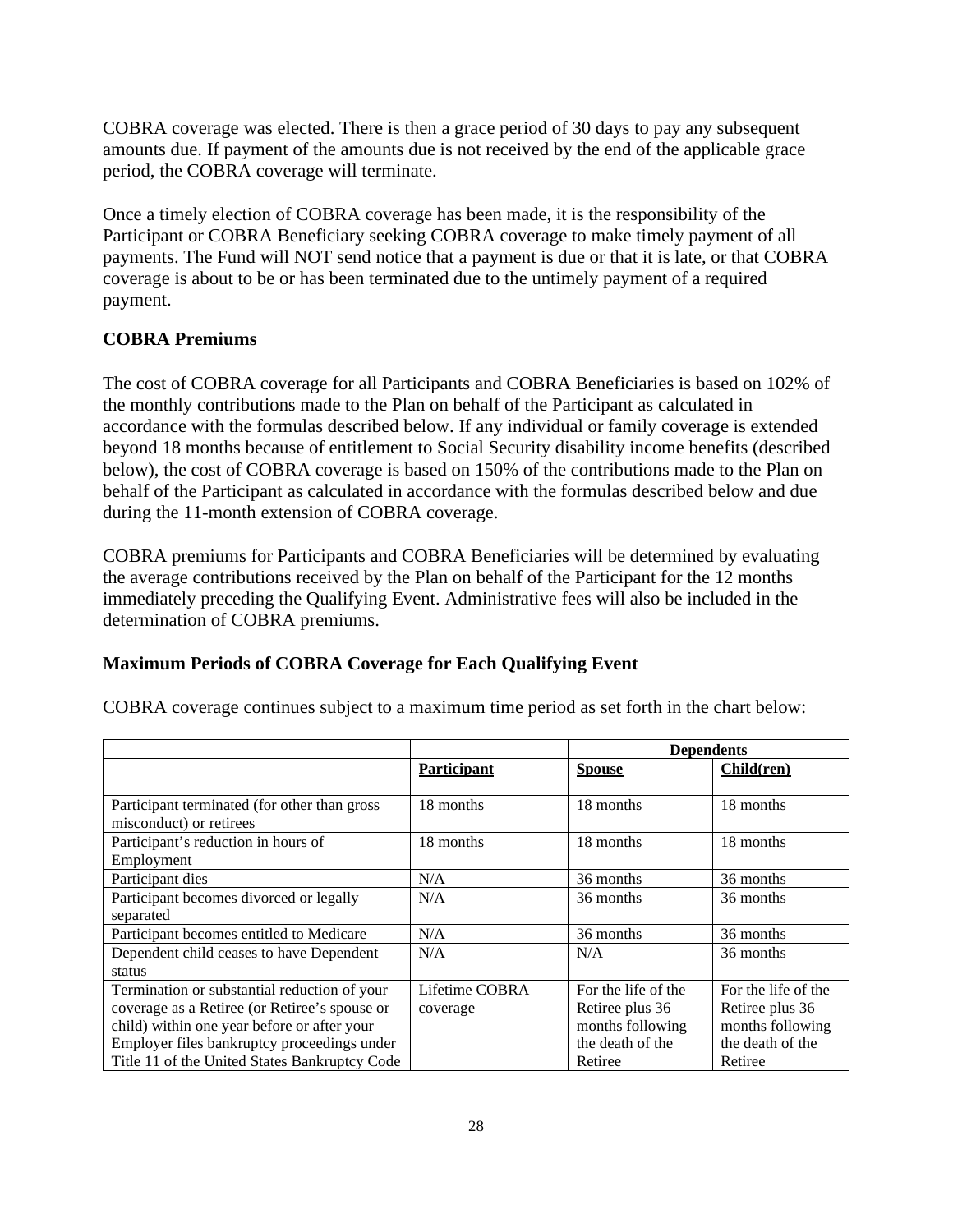COBRA coverage was elected. There is then a grace period of 30 days to pay any subsequent amounts due. If payment of the amounts due is not received by the end of the applicable grace period, the COBRA coverage will terminate.

Once a timely election of COBRA coverage has been made, it is the responsibility of the Participant or COBRA Beneficiary seeking COBRA coverage to make timely payment of all payments. The Fund will NOT send notice that a payment is due or that it is late, or that COBRA coverage is about to be or has been terminated due to the untimely payment of a required payment.

### COBRA Premiums

The cost of COBRA coverage for all Participants and COBRA Beneficiaries is based on 102% of the monthly contributions made to the Plan on behalf of the Participant as calculated in accordance with the formulas described below. If any individual or family coverage is extended beyond 18 months because of entitlement to Social Security disability income benefits (described below), the cost of COBRA coverage is based on 150% of the contributions made to the Plan on behalf of the Participant as calculated in accordance with the formulas described below and due during the 11-month extension of COBRA coverage.

COBRA premiums for Participants and COBRA Beneficiaries will be determined by evaluating the average contributions received by the Plan on behalf of the Participant for the 12 months immediately preceding the Qualifying Event. Administrative fees will also be included in the determination of COBRA premiums.

### Maximum Periods of COBRA Coverage for Each Qualifying Event

COBRA coverage continues subject to a maximum time period as set forth in the chart below:

| | | **Dependents** | |
|---|---|---|---|
| | **Participant** | **Spouse** | **Child(ren)** |
| Participant terminated (for other than gross misconduct) or retirees | 18 months | 18 months | 18 months |
| Participant's reduction in hours of Employment | 18 months | 18 months | 18 months |
| Participant dies | N/A | 36 months | 36 months |
| Participant becomes divorced or legally separated | N/A | 36 months | 36 months |
| Participant becomes entitled to Medicare | N/A | 36 months | 36 months |
| Dependent child ceases to have Dependent status | N/A | N/A | 36 months |
| Termination or substantial reduction of your coverage as a Retiree (or Retiree's spouse or child) within one year before or after your Employer files bankruptcy proceedings under Title 11 of the United States Bankruptcy Code | Lifetime COBRA coverage | For the life of the Retiree plus 36 months following the death of the Retiree | For the life of the Retiree plus 36 months following the death of the Retiree |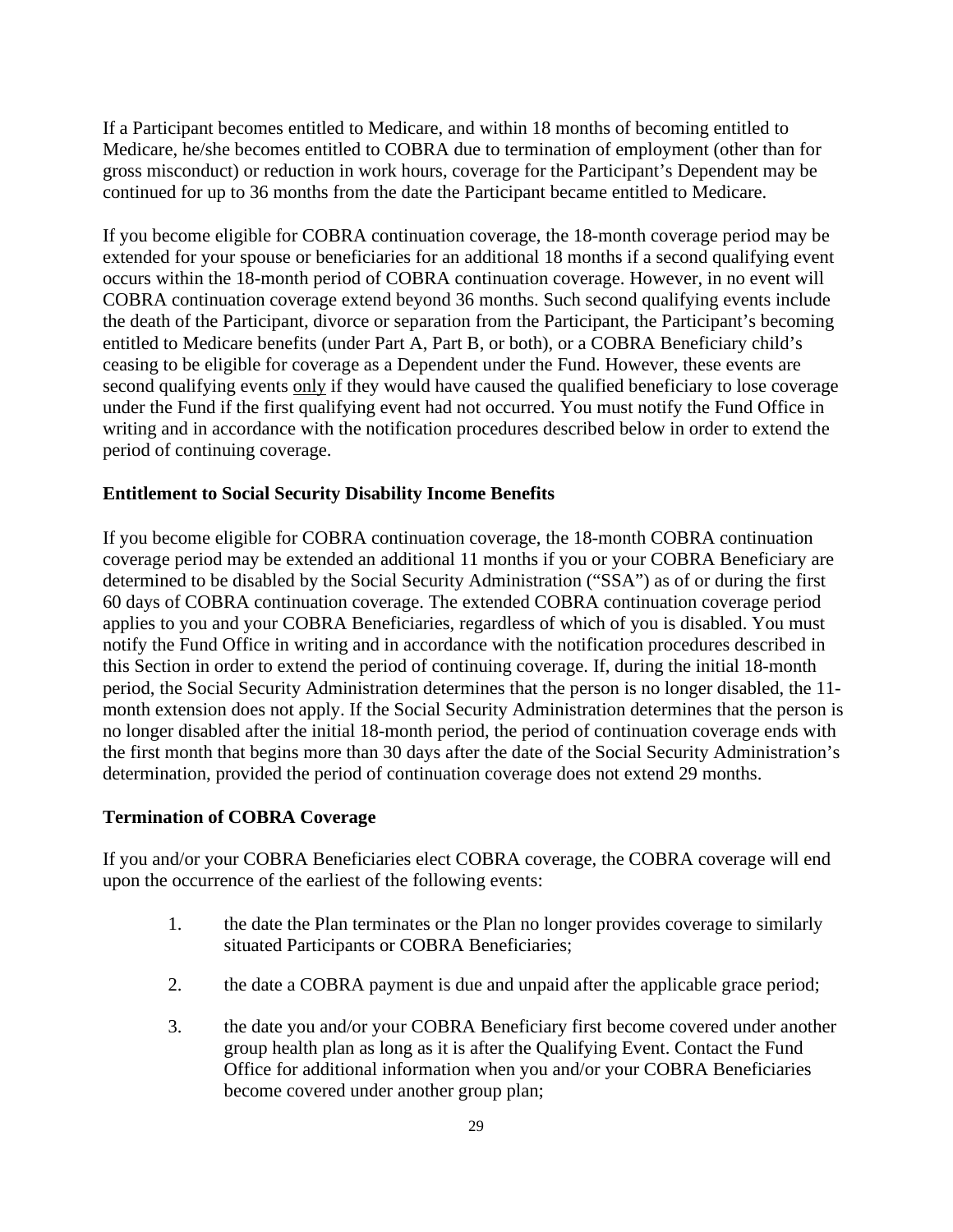If a Participant becomes entitled to Medicare, and within 18 months of becoming entitled to Medicare, he/she becomes entitled to COBRA due to termination of employment (other than for gross misconduct) or reduction in work hours, coverage for the Participant's Dependent may be continued for up to 36 months from the date the Participant became entitled to Medicare.

If you become eligible for COBRA continuation coverage, the 18-month coverage period may be extended for your spouse or beneficiaries for an additional 18 months if a second qualifying event occurs within the 18-month period of COBRA continuation coverage. However, in no event will COBRA continuation coverage extend beyond 36 months. Such second qualifying events include the death of the Participant, divorce or separation from the Participant, the Participant's becoming entitled to Medicare benefits (under Part A, Part B, or both), or a COBRA Beneficiary child's ceasing to be eligible for coverage as a Dependent under the Fund. However, these events are second qualifying events <u>only</u> if they would have caused the qualified beneficiary to lose coverage under the Fund if the first qualifying event had not occurred. You must notify the Fund Office in writing and in accordance with the notification procedures described below in order to extend the period of continuing coverage.

**Entitlement to Social Security Disability Income Benefits**

If you become eligible for COBRA continuation coverage, the 18-month COBRA continuation coverage period may be extended an additional 11 months if you or your COBRA Beneficiary are determined to be disabled by the Social Security Administration ("SSA") as of or during the first 60 days of COBRA continuation coverage. The extended COBRA continuation coverage period applies to you and your COBRA Beneficiaries, regardless of which of you is disabled. You must notify the Fund Office in writing and in accordance with the notification procedures described in this Section in order to extend the period of continuing coverage. If, during the initial 18-month period, the Social Security Administration determines that the person is no longer disabled, the 11-month extension does not apply. If the Social Security Administration determines that the person is no longer disabled after the initial 18-month period, the period of continuation coverage ends with the first month that begins more than 30 days after the date of the Social Security Administration's determination, provided the period of continuation coverage does not extend 29 months.

**Termination of COBRA Coverage**

If you and/or your COBRA Beneficiaries elect COBRA coverage, the COBRA coverage will end upon the occurrence of the earliest of the following events:

1. the date the Plan terminates or the Plan no longer provides coverage to similarly situated Participants or COBRA Beneficiaries;

2. the date a COBRA payment is due and unpaid after the applicable grace period;

3. the date you and/or your COBRA Beneficiary first become covered under another group health plan as long as it is after the Qualifying Event. Contact the Fund Office for additional information when you and/or your COBRA Beneficiaries become covered under another group plan;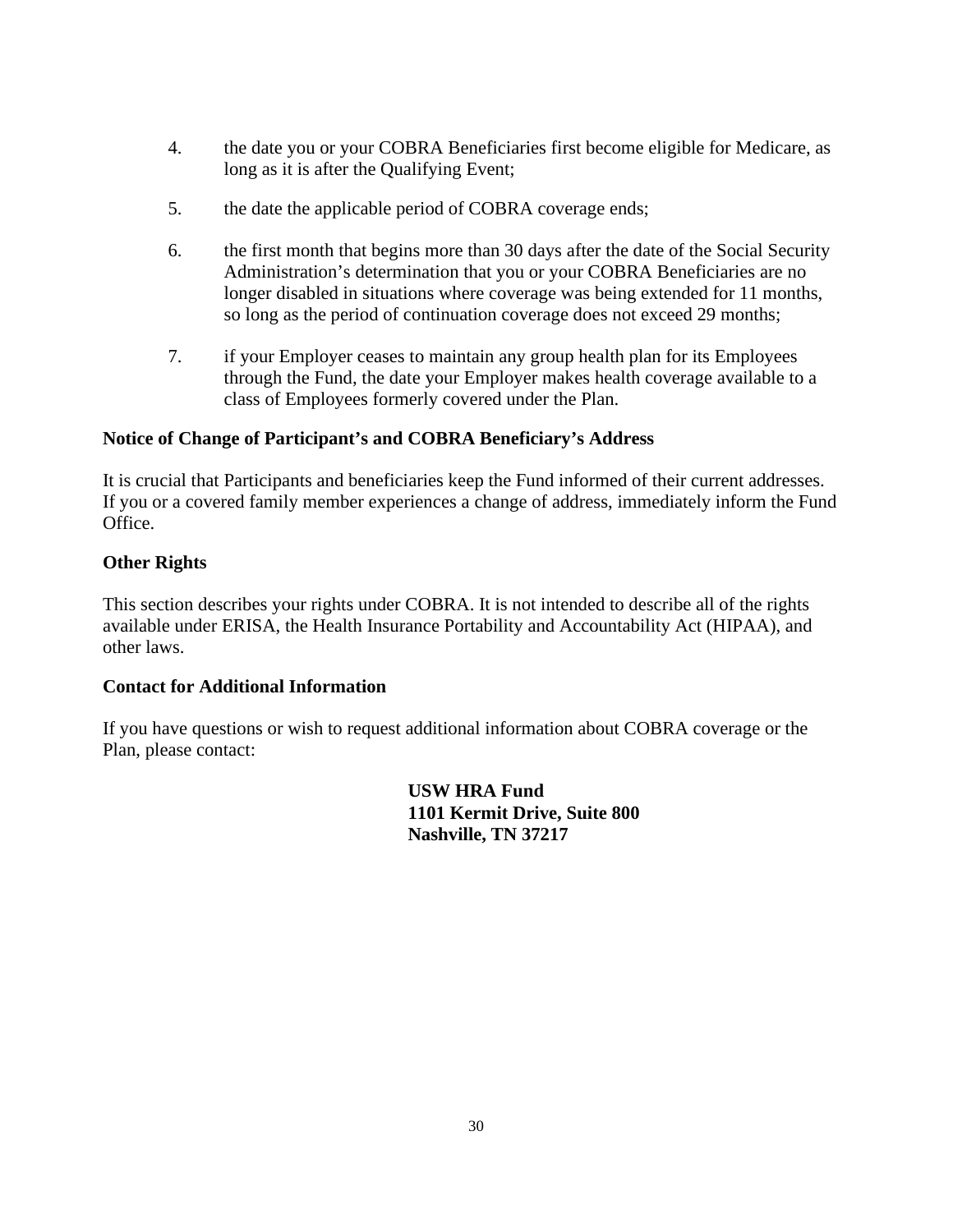4. the date you or your COBRA Beneficiaries first become eligible for Medicare, as long as it is after the Qualifying Event;

5. the date the applicable period of COBRA coverage ends;

6. the first month that begins more than 30 days after the date of the Social Security Administration's determination that you or your COBRA Beneficiaries are no longer disabled in situations where coverage was being extended for 11 months, so long as the period of continuation coverage does not exceed 29 months;

7. if your Employer ceases to maintain any group health plan for its Employees through the Fund, the date your Employer makes health coverage available to a class of Employees formerly covered under the Plan.

**Notice of Change of Participant's and COBRA Beneficiary's Address**

It is crucial that Participants and beneficiaries keep the Fund informed of their current addresses. If you or a covered family member experiences a change of address, immediately inform the Fund Office.

**Other Rights**

This section describes your rights under COBRA. It is not intended to describe all of the rights available under ERISA, the Health Insurance Portability and Accountability Act (HIPAA), and other laws.

**Contact for Additional Information**

If you have questions or wish to request additional information about COBRA coverage or the Plan, please contact:

**USW HRA Fund**
**1101 Kermit Drive, Suite 800**
**Nashville, TN 37217**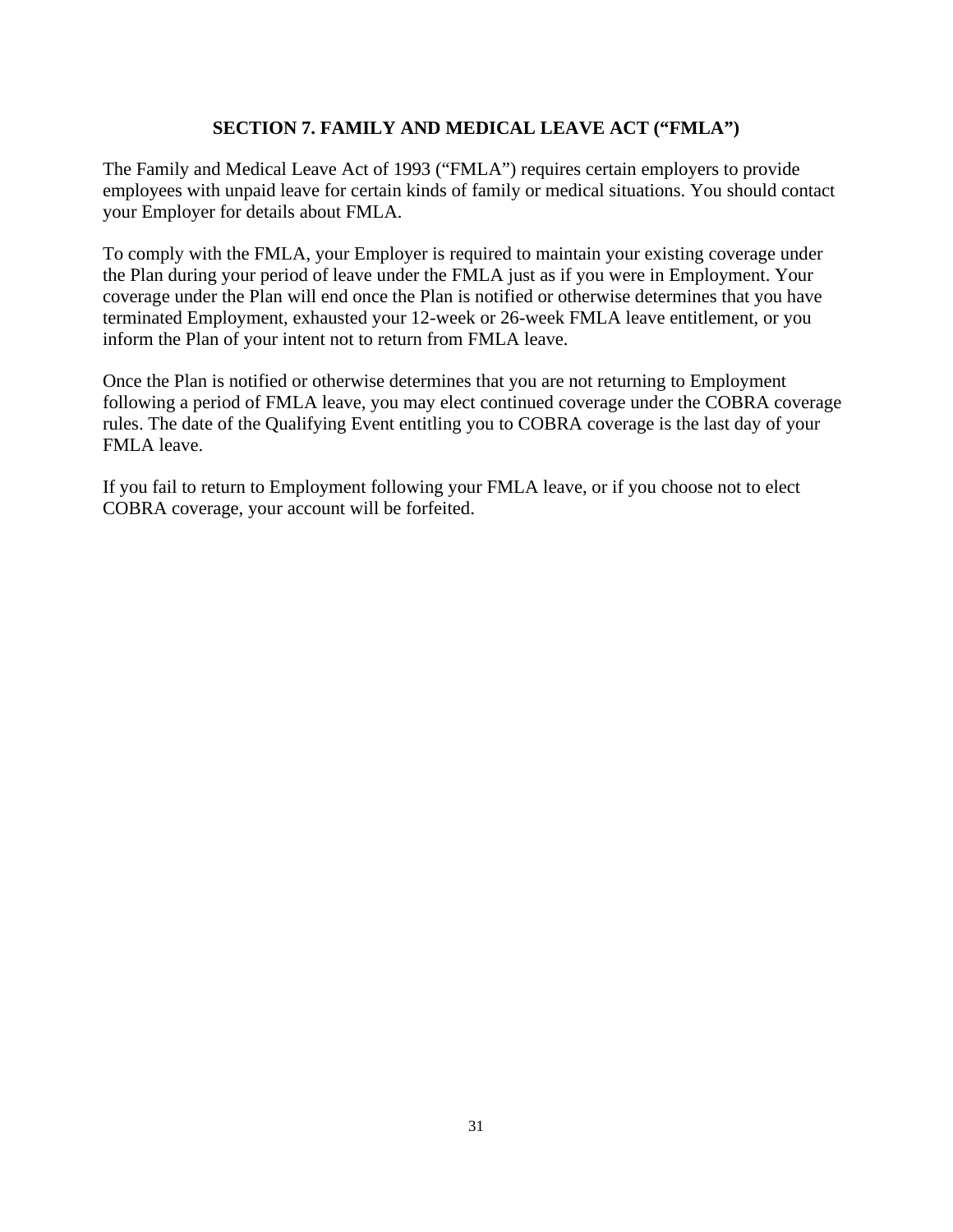## SECTION 7. FAMILY AND MEDICAL LEAVE ACT ("FMLA")

The Family and Medical Leave Act of 1993 ("FMLA") requires certain employers to provide employees with unpaid leave for certain kinds of family or medical situations. You should contact your Employer for details about FMLA.

To comply with the FMLA, your Employer is required to maintain your existing coverage under the Plan during your period of leave under the FMLA just as if you were in Employment. Your coverage under the Plan will end once the Plan is notified or otherwise determines that you have terminated Employment, exhausted your 12-week or 26-week FMLA leave entitlement, or you inform the Plan of your intent not to return from FMLA leave.

Once the Plan is notified or otherwise determines that you are not returning to Employment following a period of FMLA leave, you may elect continued coverage under the COBRA coverage rules. The date of the Qualifying Event entitling you to COBRA coverage is the last day of your FMLA leave.

If you fail to return to Employment following your FMLA leave, or if you choose not to elect COBRA coverage, your account will be forfeited.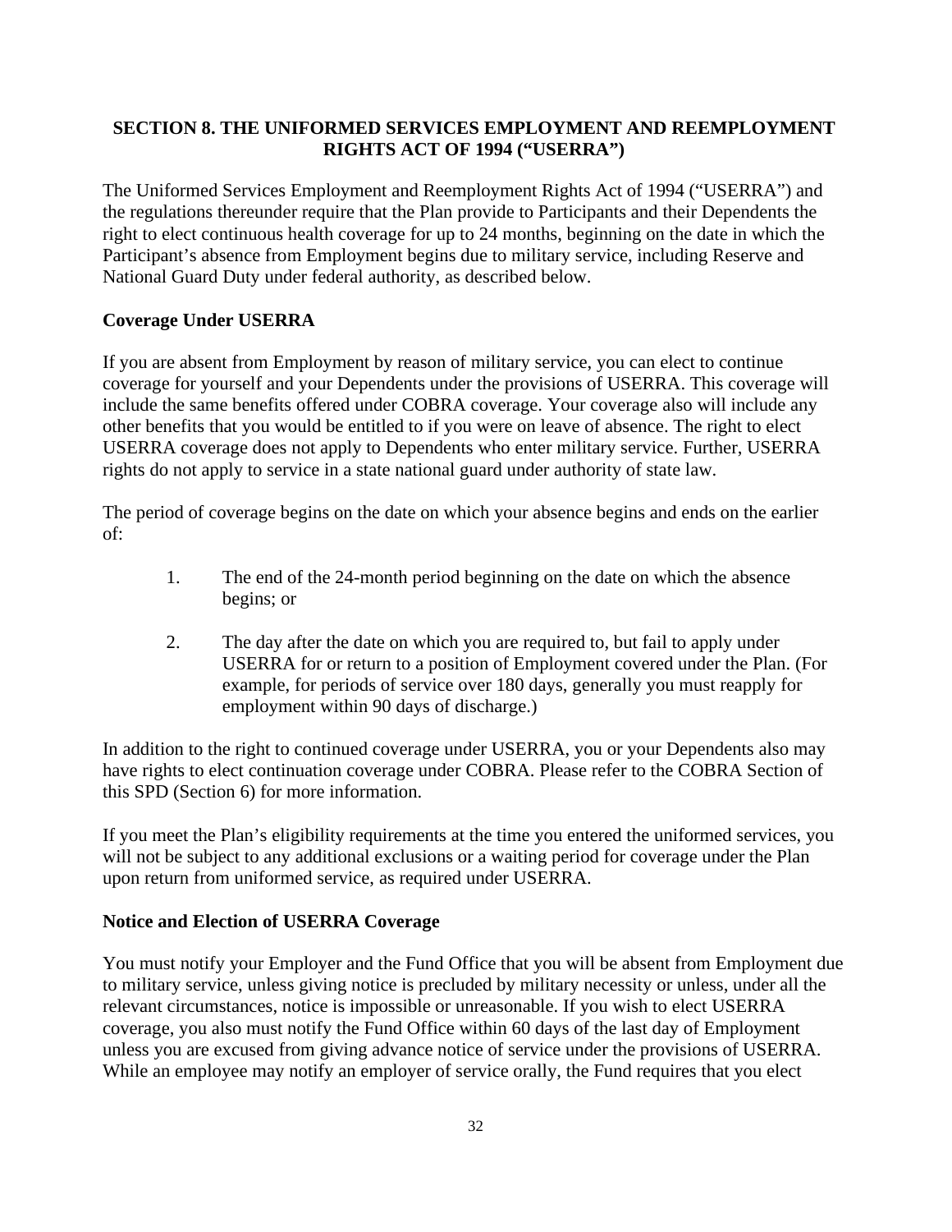## SECTION 8. THE UNIFORMED SERVICES EMPLOYMENT AND REEMPLOYMENT RIGHTS ACT OF 1994 ("USERRA")

The Uniformed Services Employment and Reemployment Rights Act of 1994 ("USERRA") and the regulations thereunder require that the Plan provide to Participants and their Dependents the right to elect continuous health coverage for up to 24 months, beginning on the date in which the Participant's absence from Employment begins due to military service, including Reserve and National Guard Duty under federal authority, as described below.

### Coverage Under USERRA

If you are absent from Employment by reason of military service, you can elect to continue coverage for yourself and your Dependents under the provisions of USERRA. This coverage will include the same benefits offered under COBRA coverage. Your coverage also will include any other benefits that you would be entitled to if you were on leave of absence. The right to elect USERRA coverage does not apply to Dependents who enter military service. Further, USERRA rights do not apply to service in a state national guard under authority of state law.

The period of coverage begins on the date on which your absence begins and ends on the earlier of:

1. The end of the 24-month period beginning on the date on which the absence begins; or
2. The day after the date on which you are required to, but fail to apply under USERRA for or return to a position of Employment covered under the Plan. (For example, for periods of service over 180 days, generally you must reapply for employment within 90 days of discharge.)

In addition to the right to continued coverage under USERRA, you or your Dependents also may have rights to elect continuation coverage under COBRA. Please refer to the COBRA Section of this SPD (Section 6) for more information.

If you meet the Plan's eligibility requirements at the time you entered the uniformed services, you will not be subject to any additional exclusions or a waiting period for coverage under the Plan upon return from uniformed service, as required under USERRA.

### Notice and Election of USERRA Coverage

You must notify your Employer and the Fund Office that you will be absent from Employment due to military service, unless giving notice is precluded by military necessity or unless, under all the relevant circumstances, notice is impossible or unreasonable. If you wish to elect USERRA coverage, you also must notify the Fund Office within 60 days of the last day of Employment unless you are excused from giving advance notice of service under the provisions of USERRA. While an employee may notify an employer of service orally, the Fund requires that you elect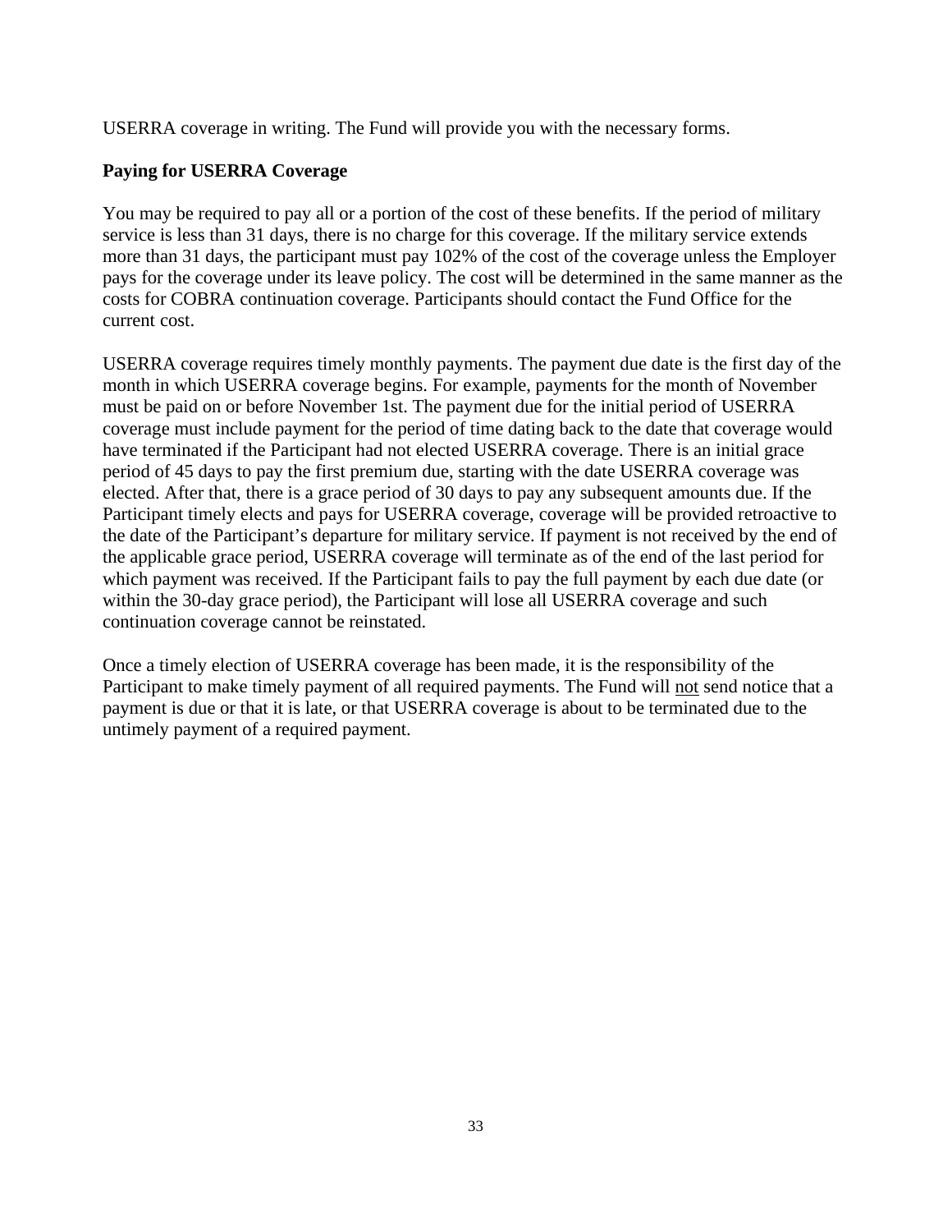USERRA coverage in writing. The Fund will provide you with the necessary forms.

**Paying for USERRA Coverage**

You may be required to pay all or a portion of the cost of these benefits. If the period of military service is less than 31 days, there is no charge for this coverage. If the military service extends more than 31 days, the participant must pay 102% of the cost of the coverage unless the Employer pays for the coverage under its leave policy. The cost will be determined in the same manner as the costs for COBRA continuation coverage. Participants should contact the Fund Office for the current cost.

USERRA coverage requires timely monthly payments. The payment due date is the first day of the month in which USERRA coverage begins. For example, payments for the month of November must be paid on or before November 1st. The payment due for the initial period of USERRA coverage must include payment for the period of time dating back to the date that coverage would have terminated if the Participant had not elected USERRA coverage. There is an initial grace period of 45 days to pay the first premium due, starting with the date USERRA coverage was elected. After that, there is a grace period of 30 days to pay any subsequent amounts due. If the Participant timely elects and pays for USERRA coverage, coverage will be provided retroactive to the date of the Participant's departure for military service. If payment is not received by the end of the applicable grace period, USERRA coverage will terminate as of the end of the last period for which payment was received. If the Participant fails to pay the full payment by each due date (or within the 30-day grace period), the Participant will lose all USERRA coverage and such continuation coverage cannot be reinstated.

Once a timely election of USERRA coverage has been made, it is the responsibility of the Participant to make timely payment of all required payments. The Fund will <u>not</u> send notice that a payment is due or that it is late, or that USERRA coverage is about to be terminated due to the untimely payment of a required payment.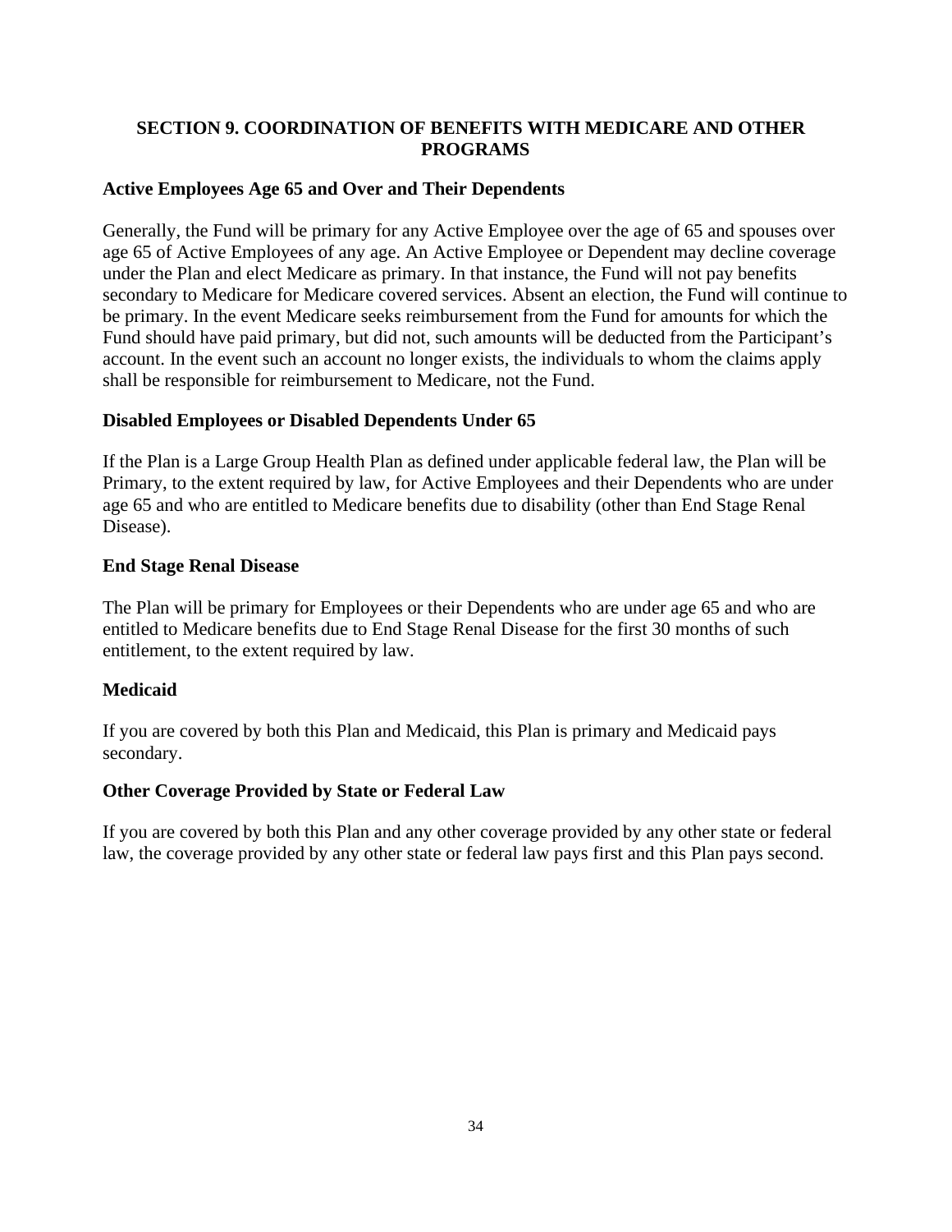## SECTION 9. COORDINATION OF BENEFITS WITH MEDICARE AND OTHER PROGRAMS

### Active Employees Age 65 and Over and Their Dependents

Generally, the Fund will be primary for any Active Employee over the age of 65 and spouses over age 65 of Active Employees of any age. An Active Employee or Dependent may decline coverage under the Plan and elect Medicare as primary. In that instance, the Fund will not pay benefits secondary to Medicare for Medicare covered services. Absent an election, the Fund will continue to be primary. In the event Medicare seeks reimbursement from the Fund for amounts for which the Fund should have paid primary, but did not, such amounts will be deducted from the Participant's account. In the event such an account no longer exists, the individuals to whom the claims apply shall be responsible for reimbursement to Medicare, not the Fund.

### Disabled Employees or Disabled Dependents Under 65

If the Plan is a Large Group Health Plan as defined under applicable federal law, the Plan will be Primary, to the extent required by law, for Active Employees and their Dependents who are under age 65 and who are entitled to Medicare benefits due to disability (other than End Stage Renal Disease).

### End Stage Renal Disease

The Plan will be primary for Employees or their Dependents who are under age 65 and who are entitled to Medicare benefits due to End Stage Renal Disease for the first 30 months of such entitlement, to the extent required by law.

### Medicaid

If you are covered by both this Plan and Medicaid, this Plan is primary and Medicaid pays secondary.

### Other Coverage Provided by State or Federal Law

If you are covered by both this Plan and any other coverage provided by any other state or federal law, the coverage provided by any other state or federal law pays first and this Plan pays second.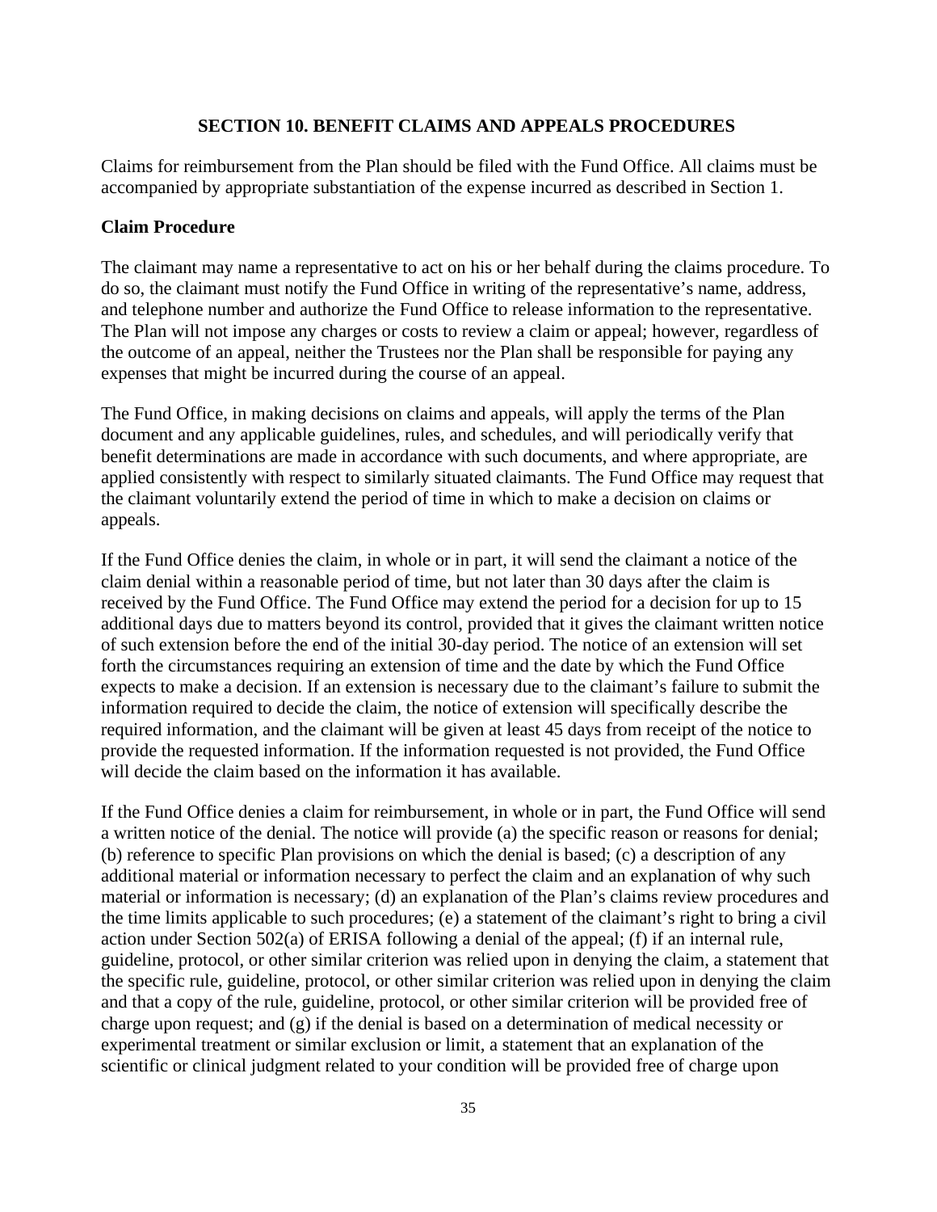## SECTION 10. BENEFIT CLAIMS AND APPEALS PROCEDURES

Claims for reimbursement from the Plan should be filed with the Fund Office. All claims must be accompanied by appropriate substantiation of the expense incurred as described in Section 1.

### Claim Procedure

The claimant may name a representative to act on his or her behalf during the claims procedure. To do so, the claimant must notify the Fund Office in writing of the representative's name, address, and telephone number and authorize the Fund Office to release information to the representative. The Plan will not impose any charges or costs to review a claim or appeal; however, regardless of the outcome of an appeal, neither the Trustees nor the Plan shall be responsible for paying any expenses that might be incurred during the course of an appeal.

The Fund Office, in making decisions on claims and appeals, will apply the terms of the Plan document and any applicable guidelines, rules, and schedules, and will periodically verify that benefit determinations are made in accordance with such documents, and where appropriate, are applied consistently with respect to similarly situated claimants. The Fund Office may request that the claimant voluntarily extend the period of time in which to make a decision on claims or appeals.

If the Fund Office denies the claim, in whole or in part, it will send the claimant a notice of the claim denial within a reasonable period of time, but not later than 30 days after the claim is received by the Fund Office. The Fund Office may extend the period for a decision for up to 15 additional days due to matters beyond its control, provided that it gives the claimant written notice of such extension before the end of the initial 30-day period. The notice of an extension will set forth the circumstances requiring an extension of time and the date by which the Fund Office expects to make a decision. If an extension is necessary due to the claimant's failure to submit the information required to decide the claim, the notice of extension will specifically describe the required information, and the claimant will be given at least 45 days from receipt of the notice to provide the requested information. If the information requested is not provided, the Fund Office will decide the claim based on the information it has available.

If the Fund Office denies a claim for reimbursement, in whole or in part, the Fund Office will send a written notice of the denial. The notice will provide (a) the specific reason or reasons for denial; (b) reference to specific Plan provisions on which the denial is based; (c) a description of any additional material or information necessary to perfect the claim and an explanation of why such material or information is necessary; (d) an explanation of the Plan's claims review procedures and the time limits applicable to such procedures; (e) a statement of the claimant's right to bring a civil action under Section 502(a) of ERISA following a denial of the appeal; (f) if an internal rule, guideline, protocol, or other similar criterion was relied upon in denying the claim, a statement that the specific rule, guideline, protocol, or other similar criterion was relied upon in denying the claim and that a copy of the rule, guideline, protocol, or other similar criterion will be provided free of charge upon request; and (g) if the denial is based on a determination of medical necessity or experimental treatment or similar exclusion or limit, a statement that an explanation of the scientific or clinical judgment related to your condition will be provided free of charge upon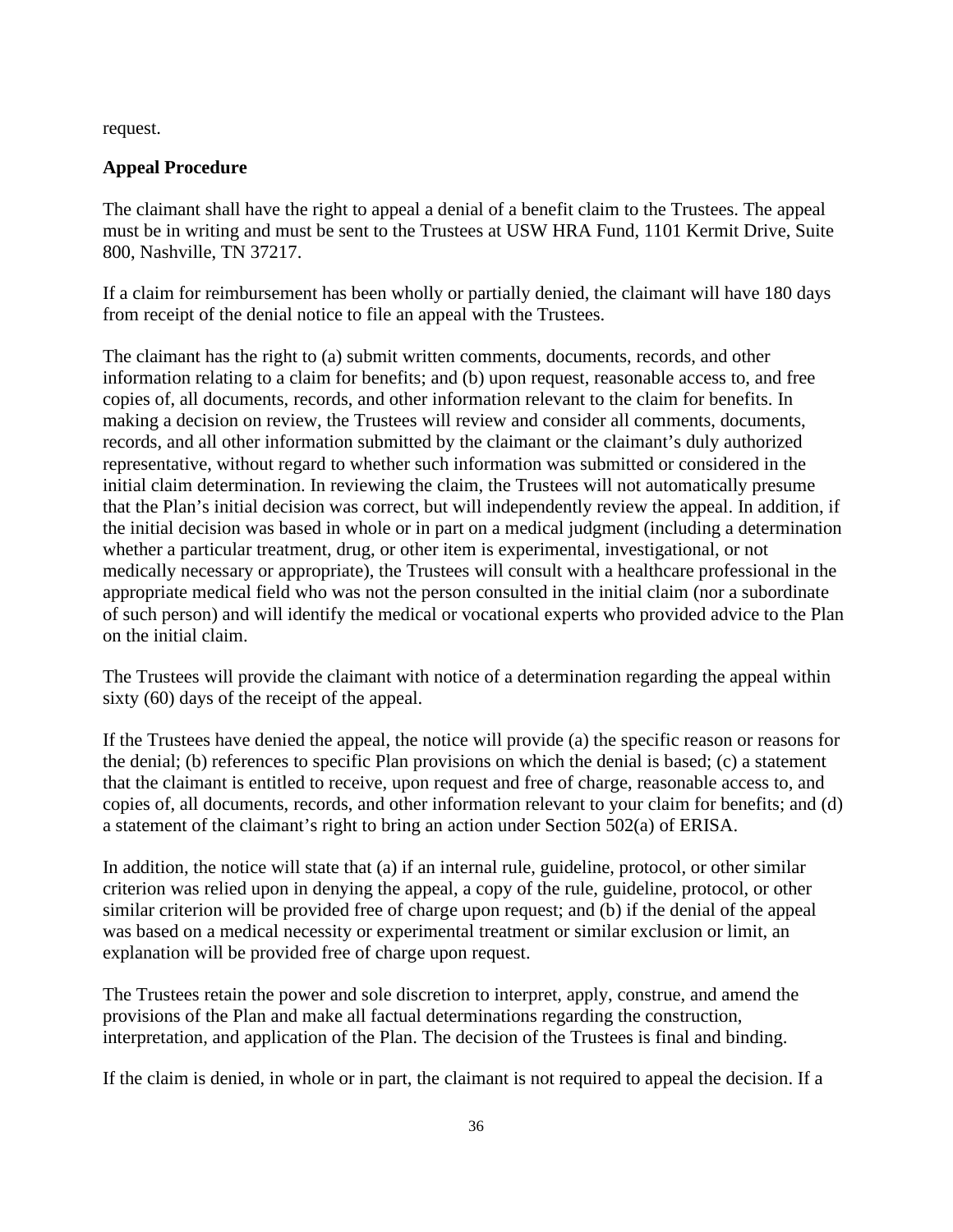request.

**Appeal Procedure**

The claimant shall have the right to appeal a denial of a benefit claim to the Trustees. The appeal must be in writing and must be sent to the Trustees at USW HRA Fund, 1101 Kermit Drive, Suite 800, Nashville, TN 37217.

If a claim for reimbursement has been wholly or partially denied, the claimant will have 180 days from receipt of the denial notice to file an appeal with the Trustees.

The claimant has the right to (a) submit written comments, documents, records, and other information relating to a claim for benefits; and (b) upon request, reasonable access to, and free copies of, all documents, records, and other information relevant to the claim for benefits. In making a decision on review, the Trustees will review and consider all comments, documents, records, and all other information submitted by the claimant or the claimant's duly authorized representative, without regard to whether such information was submitted or considered in the initial claim determination. In reviewing the claim, the Trustees will not automatically presume that the Plan's initial decision was correct, but will independently review the appeal. In addition, if the initial decision was based in whole or in part on a medical judgment (including a determination whether a particular treatment, drug, or other item is experimental, investigational, or not medically necessary or appropriate), the Trustees will consult with a healthcare professional in the appropriate medical field who was not the person consulted in the initial claim (nor a subordinate of such person) and will identify the medical or vocational experts who provided advice to the Plan on the initial claim.

The Trustees will provide the claimant with notice of a determination regarding the appeal within sixty (60) days of the receipt of the appeal.

If the Trustees have denied the appeal, the notice will provide (a) the specific reason or reasons for the denial; (b) references to specific Plan provisions on which the denial is based; (c) a statement that the claimant is entitled to receive, upon request and free of charge, reasonable access to, and copies of, all documents, records, and other information relevant to your claim for benefits; and (d) a statement of the claimant's right to bring an action under Section 502(a) of ERISA.

In addition, the notice will state that (a) if an internal rule, guideline, protocol, or other similar criterion was relied upon in denying the appeal, a copy of the rule, guideline, protocol, or other similar criterion will be provided free of charge upon request; and (b) if the denial of the appeal was based on a medical necessity or experimental treatment or similar exclusion or limit, an explanation will be provided free of charge upon request.

The Trustees retain the power and sole discretion to interpret, apply, construe, and amend the provisions of the Plan and make all factual determinations regarding the construction, interpretation, and application of the Plan. The decision of the Trustees is final and binding.

If the claim is denied, in whole or in part, the claimant is not required to appeal the decision. If a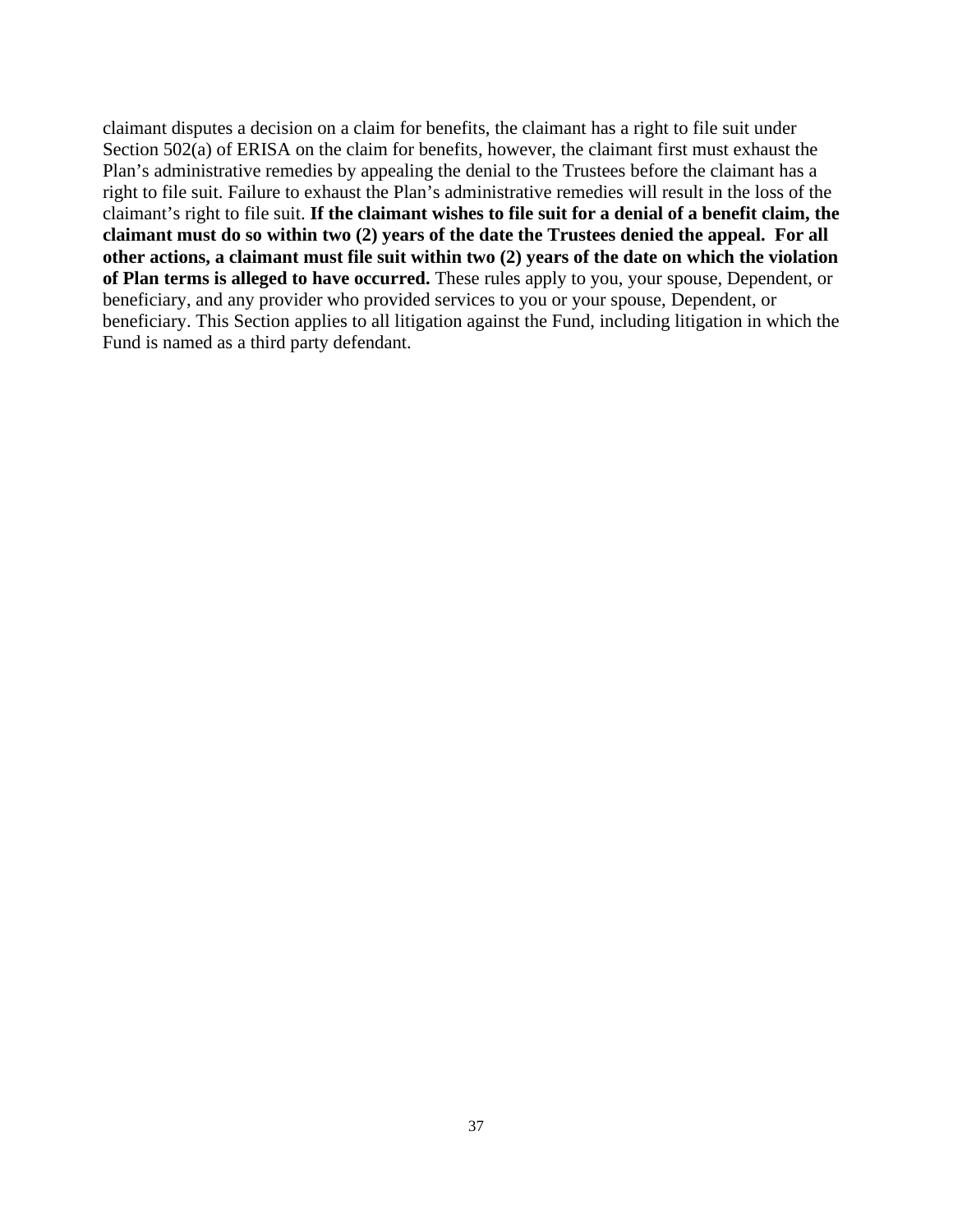claimant disputes a decision on a claim for benefits, the claimant has a right to file suit under Section 502(a) of ERISA on the claim for benefits, however, the claimant first must exhaust the Plan's administrative remedies by appealing the denial to the Trustees before the claimant has a right to file suit. Failure to exhaust the Plan's administrative remedies will result in the loss of the claimant's right to file suit. **If the claimant wishes to file suit for a denial of a benefit claim, the claimant must do so within two (2) years of the date the Trustees denied the appeal. For all other actions, a claimant must file suit within two (2) years of the date on which the violation of Plan terms is alleged to have occurred.** These rules apply to you, your spouse, Dependent, or beneficiary, and any provider who provided services to you or your spouse, Dependent, or beneficiary. This Section applies to all litigation against the Fund, including litigation in which the Fund is named as a third party defendant.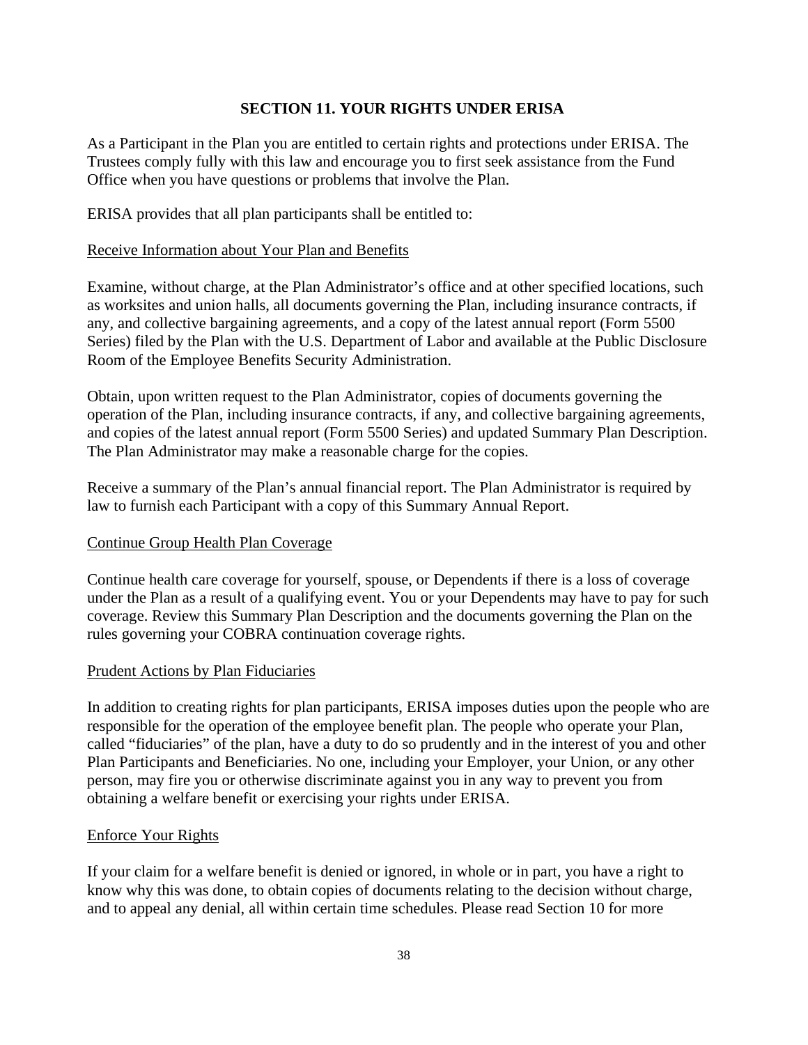## SECTION 11. YOUR RIGHTS UNDER ERISA

As a Participant in the Plan you are entitled to certain rights and protections under ERISA. The Trustees comply fully with this law and encourage you to first seek assistance from the Fund Office when you have questions or problems that involve the Plan.

ERISA provides that all plan participants shall be entitled to:

<u>Receive Information about Your Plan and Benefits</u>

Examine, without charge, at the Plan Administrator's office and at other specified locations, such as worksites and union halls, all documents governing the Plan, including insurance contracts, if any, and collective bargaining agreements, and a copy of the latest annual report (Form 5500 Series) filed by the Plan with the U.S. Department of Labor and available at the Public Disclosure Room of the Employee Benefits Security Administration.

Obtain, upon written request to the Plan Administrator, copies of documents governing the operation of the Plan, including insurance contracts, if any, and collective bargaining agreements, and copies of the latest annual report (Form 5500 Series) and updated Summary Plan Description. The Plan Administrator may make a reasonable charge for the copies.

Receive a summary of the Plan's annual financial report. The Plan Administrator is required by law to furnish each Participant with a copy of this Summary Annual Report.

<u>Continue Group Health Plan Coverage</u>

Continue health care coverage for yourself, spouse, or Dependents if there is a loss of coverage under the Plan as a result of a qualifying event. You or your Dependents may have to pay for such coverage. Review this Summary Plan Description and the documents governing the Plan on the rules governing your COBRA continuation coverage rights.

<u>Prudent Actions by Plan Fiduciaries</u>

In addition to creating rights for plan participants, ERISA imposes duties upon the people who are responsible for the operation of the employee benefit plan. The people who operate your Plan, called "fiduciaries" of the plan, have a duty to do so prudently and in the interest of you and other Plan Participants and Beneficiaries. No one, including your Employer, your Union, or any other person, may fire you or otherwise discriminate against you in any way to prevent you from obtaining a welfare benefit or exercising your rights under ERISA.

<u>Enforce Your Rights</u>

If your claim for a welfare benefit is denied or ignored, in whole or in part, you have a right to know why this was done, to obtain copies of documents relating to the decision without charge, and to appeal any denial, all within certain time schedules. Please read Section 10 for more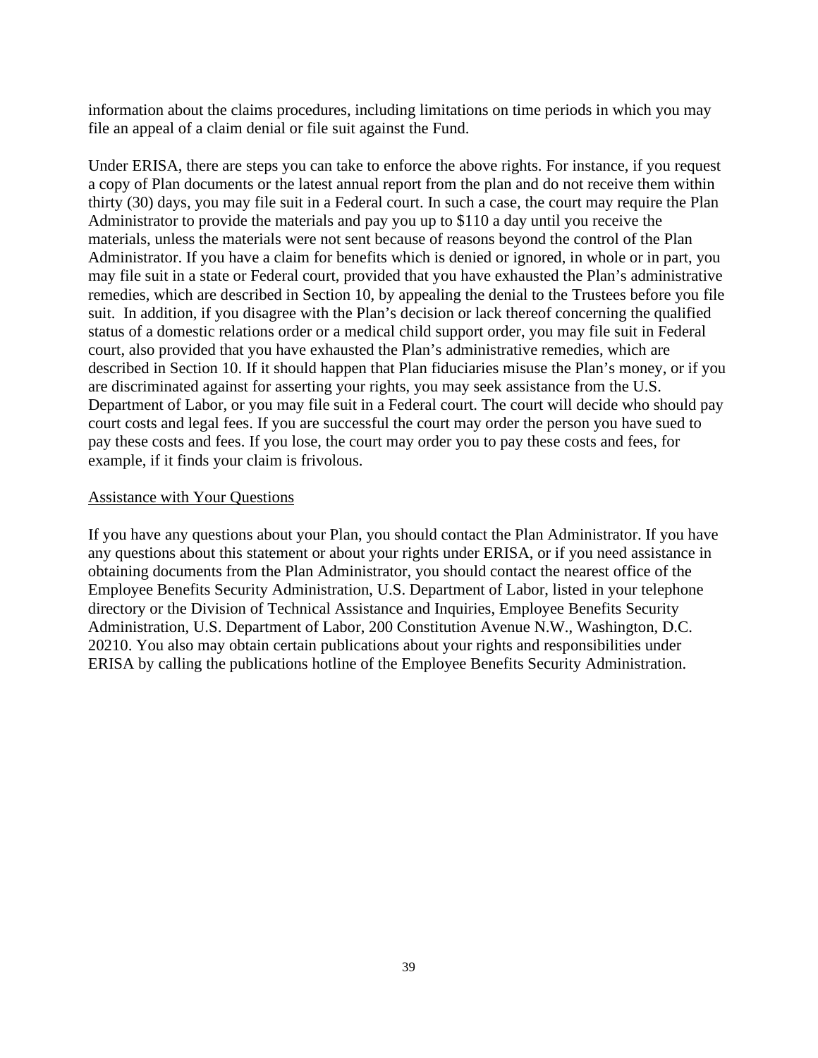information about the claims procedures, including limitations on time periods in which you may file an appeal of a claim denial or file suit against the Fund.

Under ERISA, there are steps you can take to enforce the above rights. For instance, if you request a copy of Plan documents or the latest annual report from the plan and do not receive them within thirty (30) days, you may file suit in a Federal court. In such a case, the court may require the Plan Administrator to provide the materials and pay you up to $110 a day until you receive the materials, unless the materials were not sent because of reasons beyond the control of the Plan Administrator. If you have a claim for benefits which is denied or ignored, in whole or in part, you may file suit in a state or Federal court, provided that you have exhausted the Plan's administrative remedies, which are described in Section 10, by appealing the denial to the Trustees before you file suit. In addition, if you disagree with the Plan's decision or lack thereof concerning the qualified status of a domestic relations order or a medical child support order, you may file suit in Federal court, also provided that you have exhausted the Plan's administrative remedies, which are described in Section 10. If it should happen that Plan fiduciaries misuse the Plan's money, or if you are discriminated against for asserting your rights, you may seek assistance from the U.S. Department of Labor, or you may file suit in a Federal court. The court will decide who should pay court costs and legal fees. If you are successful the court may order the person you have sued to pay these costs and fees. If you lose, the court may order you to pay these costs and fees, for example, if it finds your claim is frivolous.

<u>Assistance with Your Questions</u>

If you have any questions about your Plan, you should contact the Plan Administrator. If you have any questions about this statement or about your rights under ERISA, or if you need assistance in obtaining documents from the Plan Administrator, you should contact the nearest office of the Employee Benefits Security Administration, U.S. Department of Labor, listed in your telephone directory or the Division of Technical Assistance and Inquiries, Employee Benefits Security Administration, U.S. Department of Labor, 200 Constitution Avenue N.W., Washington, D.C. 20210. You also may obtain certain publications about your rights and responsibilities under ERISA by calling the publications hotline of the Employee Benefits Security Administration.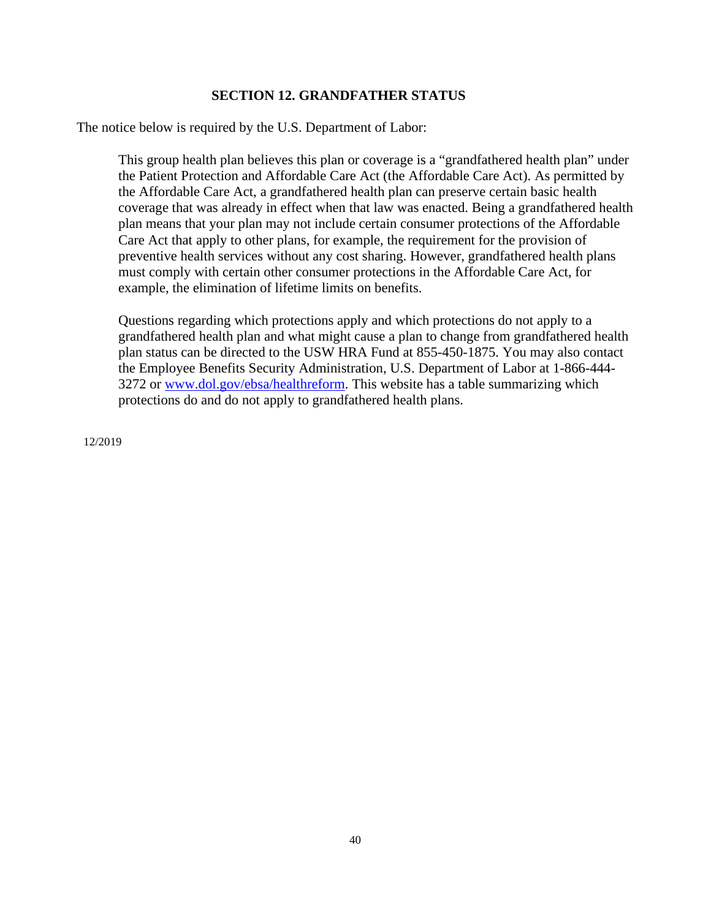## SECTION 12. GRANDFATHER STATUS

The notice below is required by the U.S. Department of Labor:

> This group health plan believes this plan or coverage is a "grandfathered health plan" under the Patient Protection and Affordable Care Act (the Affordable Care Act). As permitted by the Affordable Care Act, a grandfathered health plan can preserve certain basic health coverage that was already in effect when that law was enacted. Being a grandfathered health plan means that your plan may not include certain consumer protections of the Affordable Care Act that apply to other plans, for example, the requirement for the provision of preventive health services without any cost sharing. However, grandfathered health plans must comply with certain other consumer protections in the Affordable Care Act, for example, the elimination of lifetime limits on benefits.
>
> Questions regarding which protections apply and which protections do not apply to a grandfathered health plan and what might cause a plan to change from grandfathered health plan status can be directed to the USW HRA Fund at 855-450-1875. You may also contact the Employee Benefits Security Administration, U.S. Department of Labor at 1-866-444-3272 or www.dol.gov/ebsa/healthreform. This website has a table summarizing which protections do and do not apply to grandfathered health plans.

12/2019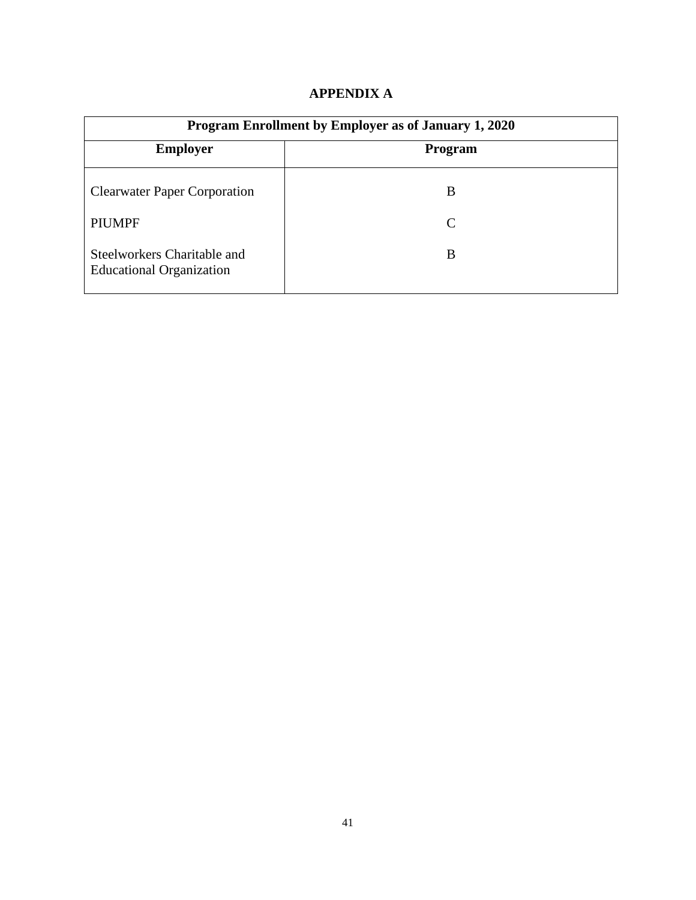# APPENDIX A

| Program Enrollment by Employer as of January 1, 2020 | |
|---|---|
| **Employer** | **Program** |
| Clearwater Paper Corporation | B |
| PIUMPF | C |
| Steelworkers Charitable and Educational Organization | B |